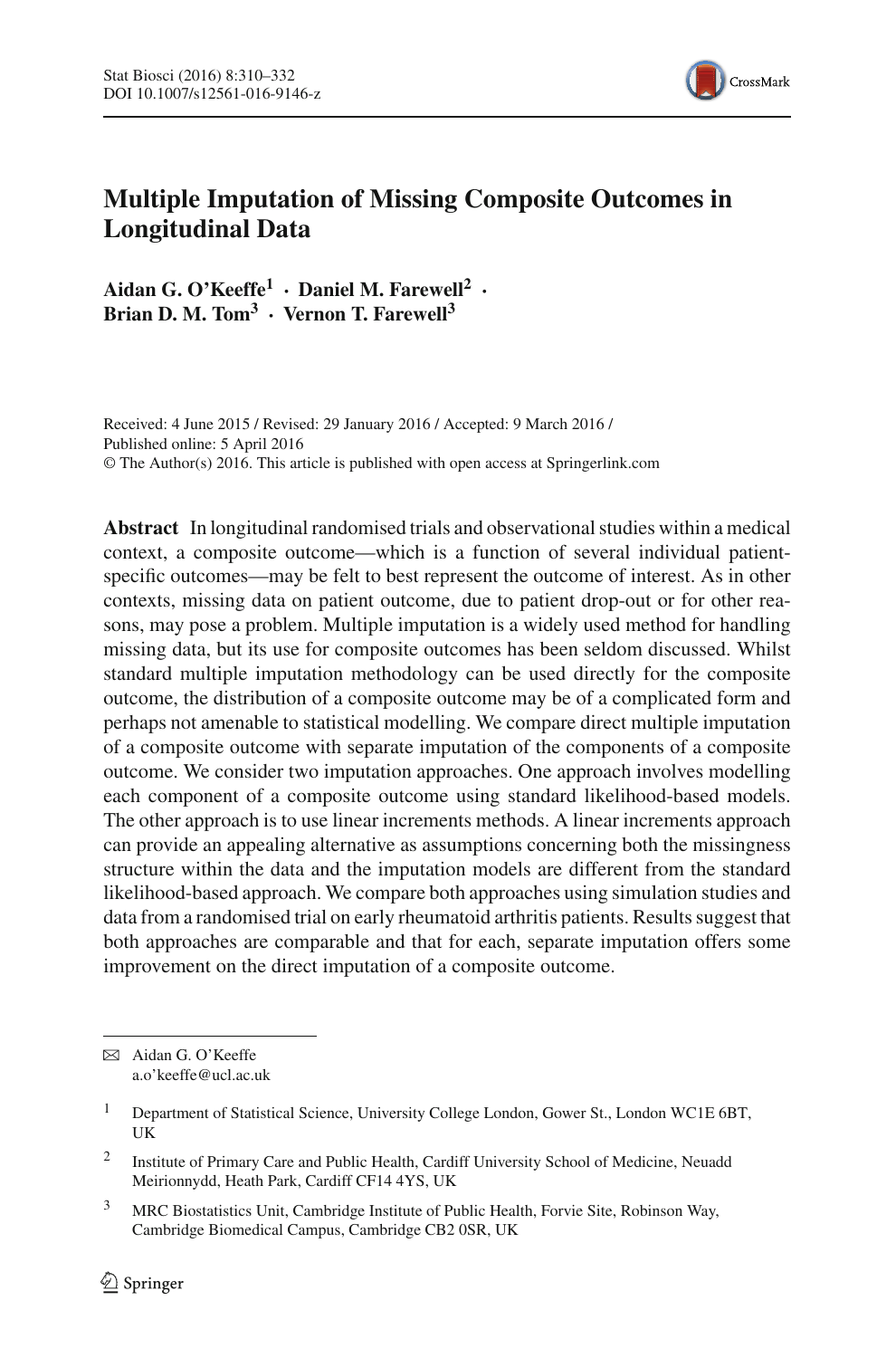# Multiple Imputation of Missing Composite Outcomes in Longitudinal Data

**Aidan G. O'Keeffe[1] · Daniel M. Farewell[2] · Brian D. M. Tom[3] · Vernon T. Farewell[3]**

Received: 4 June 2015 / Revised: 29 January 2016 / Accepted: 9 March 2016 /
Published online: 5 April 2016
© The Author(s) 2016. This article is published with open access at Springerlink.com

**Abstract** In longitudinal randomised trials and observational studies within a medical context, a composite outcome—which is a function of several individual patient-specific outcomes—may be felt to best represent the outcome of interest. As in other contexts, missing data on patient outcome, due to patient drop-out or for other reasons, may pose a problem. Multiple imputation is a widely used method for handling missing data, but its use for composite outcomes has been seldom discussed. Whilst standard multiple imputation methodology can be used directly for the composite outcome, the distribution of a composite outcome may be of a complicated form and perhaps not amenable to statistical modelling. We compare direct multiple imputation of a composite outcome with separate imputation of the components of a composite outcome. We consider two imputation approaches. One approach involves modelling each component of a composite outcome using standard likelihood-based models. The other approach is to use linear increments methods. A linear increments approach can provide an appealing alternative as assumptions concerning both the missingness structure within the data and the imputation models are different from the standard likelihood-based approach. We compare both approaches using simulation studies and data from a randomised trial on early rheumatoid arthritis patients. Results suggest that both approaches are comparable and that for each, separate imputation offers some improvement on the direct imputation of a composite outcome.

---

✉ Aidan G. O'Keeffe
a.o'keeffe@ucl.ac.uk

[1] Department of Statistical Science, University College London, Gower St., London WC1E 6BT, UK

[2] Institute of Primary Care and Public Health, Cardiff University School of Medicine, Neuadd Meirionnydd, Heath Park, Cardiff CF14 4YS, UK

[3] MRC Biostatistics Unit, Cambridge Institute of Public Health, Forvie Site, Robinson Way, Cambridge Biomedical Campus, Cambridge CB2 0SR, UK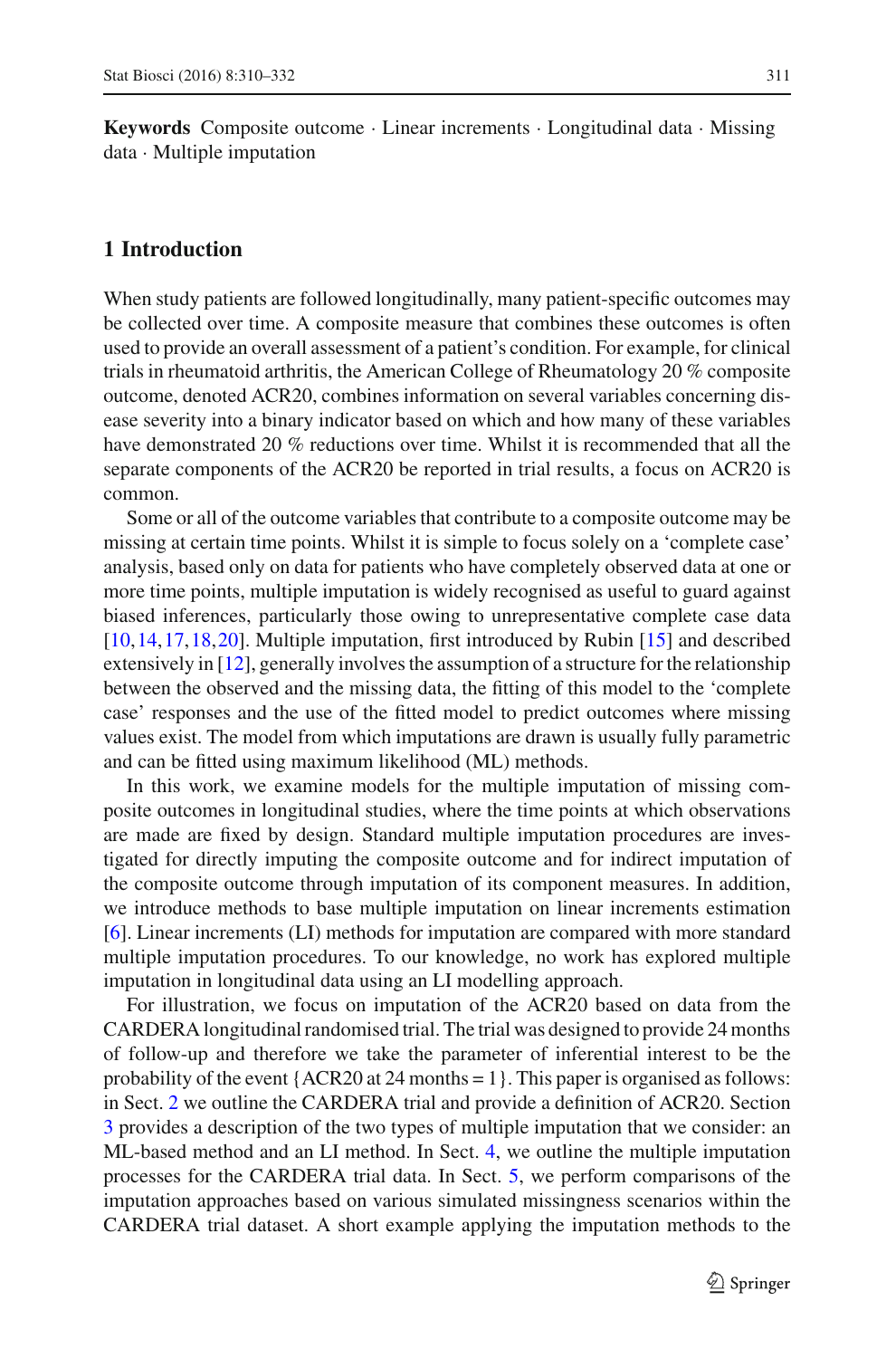**Keywords** Composite outcome · Linear increments · Longitudinal data · Missing data · Multiple imputation

## 1 Introduction

When study patients are followed longitudinally, many patient-specific outcomes may be collected over time. A composite measure that combines these outcomes is often used to provide an overall assessment of a patient's condition. For example, for clinical trials in rheumatoid arthritis, the American College of Rheumatology 20 % composite outcome, denoted ACR20, combines information on several variables concerning disease severity into a binary indicator based on which and how many of these variables have demonstrated 20 % reductions over time. Whilst it is recommended that all the separate components of the ACR20 be reported in trial results, a focus on ACR20 is common.

Some or all of the outcome variables that contribute to a composite outcome may be missing at certain time points. Whilst it is simple to focus solely on a 'complete case' analysis, based only on data for patients who have completely observed data at one or more time points, multiple imputation is widely recognised as useful to guard against biased inferences, particularly those owing to unrepresentative complete case data [10,14,17,18,20]. Multiple imputation, first introduced by Rubin [15] and described extensively in [12], generally involves the assumption of a structure for the relationship between the observed and the missing data, the fitting of this model to the 'complete case' responses and the use of the fitted model to predict outcomes where missing values exist. The model from which imputations are drawn is usually fully parametric and can be fitted using maximum likelihood (ML) methods.

In this work, we examine models for the multiple imputation of missing composite outcomes in longitudinal studies, where the time points at which observations are made are fixed by design. Standard multiple imputation procedures are investigated for directly imputing the composite outcome and for indirect imputation of the composite outcome through imputation of its component measures. In addition, we introduce methods to base multiple imputation on linear increments estimation [6]. Linear increments (LI) methods for imputation are compared with more standard multiple imputation procedures. To our knowledge, no work has explored multiple imputation in longitudinal data using an LI modelling approach.

For illustration, we focus on imputation of the ACR20 based on data from the CARDERA longitudinal randomised trial. The trial was designed to provide 24 months of follow-up and therefore we take the parameter of inferential interest to be the probability of the event {ACR20 at 24 months = 1}. This paper is organised as follows: in Sect. 2 we outline the CARDERA trial and provide a definition of ACR20. Section 3 provides a description of the two types of multiple imputation that we consider: an ML-based method and an LI method. In Sect. 4, we outline the multiple imputation processes for the CARDERA trial data. In Sect. 5, we perform comparisons of the imputation approaches based on various simulated missingness scenarios within the CARDERA trial dataset. A short example applying the imputation methods to the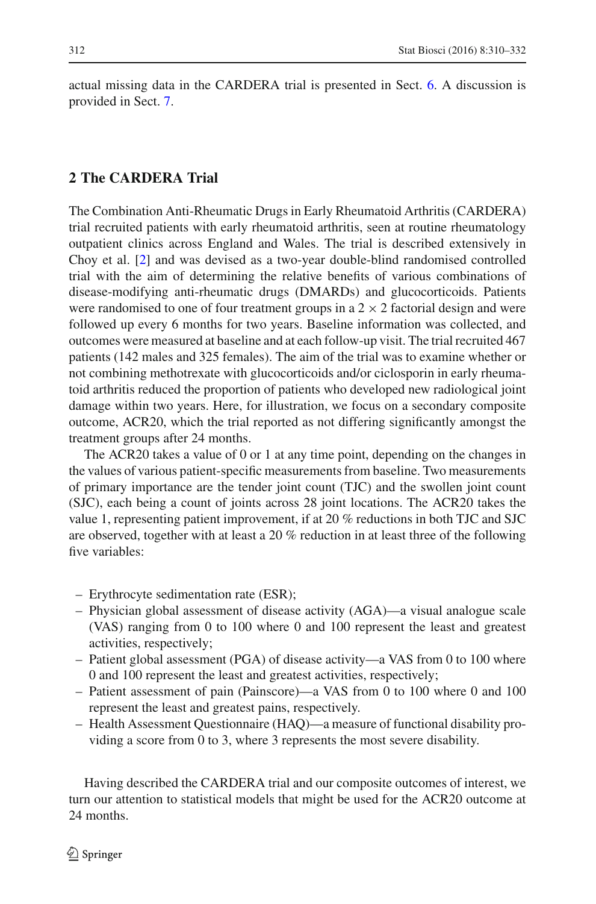actual missing data in the CARDERA trial is presented in Sect. 6. A discussion is provided in Sect. 7.

## 2 The CARDERA Trial

The Combination Anti-Rheumatic Drugs in Early Rheumatoid Arthritis (CARDERA) trial recruited patients with early rheumatoid arthritis, seen at routine rheumatology outpatient clinics across England and Wales. The trial is described extensively in Choy et al. [2] and was devised as a two-year double-blind randomised controlled trial with the aim of determining the relative benefits of various combinations of disease-modifying anti-rheumatic drugs (DMARDs) and glucocorticoids. Patients were randomised to one of four treatment groups in a $2 \times 2$ factorial design and were followed up every 6 months for two years. Baseline information was collected, and outcomes were measured at baseline and at each follow-up visit. The trial recruited 467 patients (142 males and 325 females). The aim of the trial was to examine whether or not combining methotrexate with glucocorticoids and/or ciclosporin in early rheumatoid arthritis reduced the proportion of patients who developed new radiological joint damage within two years. Here, for illustration, we focus on a secondary composite outcome, ACR20, which the trial reported as not differing significantly amongst the treatment groups after 24 months.

The ACR20 takes a value of 0 or 1 at any time point, depending on the changes in the values of various patient-specific measurements from baseline. Two measurements of primary importance are the tender joint count (TJC) and the swollen joint count (SJC), each being a count of joints across 28 joint locations. The ACR20 takes the value 1, representing patient improvement, if at 20 % reductions in both TJC and SJC are observed, together with at least a 20 % reduction in at least three of the following five variables:

- Erythrocyte sedimentation rate (ESR);
- Physician global assessment of disease activity (AGA)—a visual analogue scale (VAS) ranging from 0 to 100 where 0 and 100 represent the least and greatest activities, respectively;
- Patient global assessment (PGA) of disease activity—a VAS from 0 to 100 where 0 and 100 represent the least and greatest activities, respectively;
- Patient assessment of pain (Painscore)—a VAS from 0 to 100 where 0 and 100 represent the least and greatest pains, respectively.
- Health Assessment Questionnaire (HAQ)—a measure of functional disability providing a score from 0 to 3, where 3 represents the most severe disability.

Having described the CARDERA trial and our composite outcomes of interest, we turn our attention to statistical models that might be used for the ACR20 outcome at 24 months.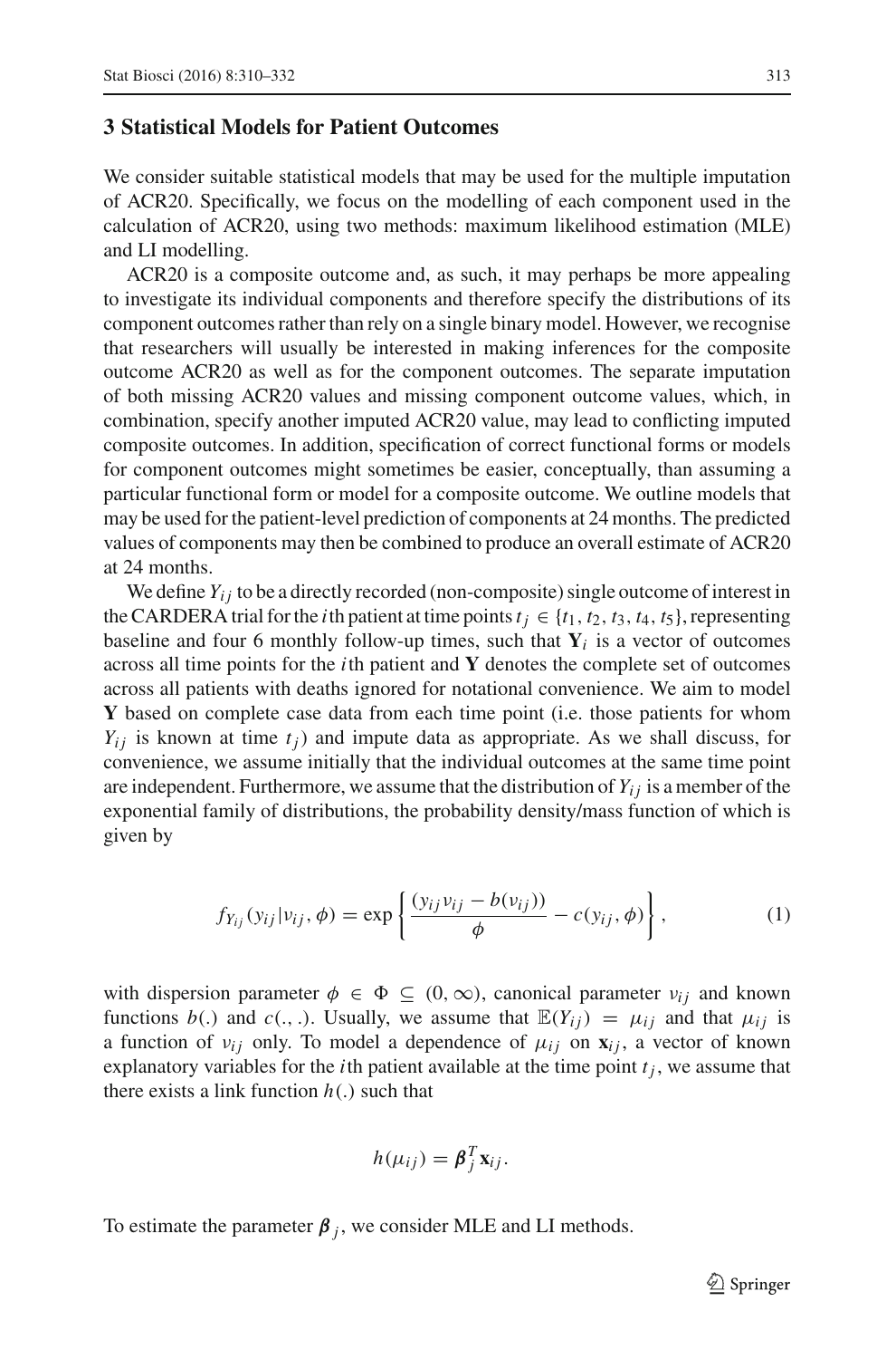## 3 Statistical Models for Patient Outcomes

We consider suitable statistical models that may be used for the multiple imputation of ACR20. Specifically, we focus on the modelling of each component used in the calculation of ACR20, using two methods: maximum likelihood estimation (MLE) and LI modelling.

ACR20 is a composite outcome and, as such, it may perhaps be more appealing to investigate its individual components and therefore specify the distributions of its component outcomes rather than rely on a single binary model. However, we recognise that researchers will usually be interested in making inferences for the composite outcome ACR20 as well as for the component outcomes. The separate imputation of both missing ACR20 values and missing component outcome values, which, in combination, specify another imputed ACR20 value, may lead to conflicting imputed composite outcomes. In addition, specification of correct functional forms or models for component outcomes might sometimes be easier, conceptually, than assuming a particular functional form or model for a composite outcome. We outline models that may be used for the patient-level prediction of components at 24 months. The predicted values of components may then be combined to produce an overall estimate of ACR20 at 24 months.

We define $Y_{ij}$ to be a directly recorded (non-composite) single outcome of interest in the CARDERA trial for the $i$th patient at time points $t_j \in \{t_1, t_2, t_3, t_4, t_5\}$, representing baseline and four 6 monthly follow-up times, such that $\mathbf{Y}_i$ is a vector of outcomes across all time points for the $i$th patient and $\mathbf{Y}$ denotes the complete set of outcomes across all patients with deaths ignored for notational convenience. We aim to model $\mathbf{Y}$ based on complete case data from each time point (i.e. those patients for whom $Y_{ij}$ is known at time $t_j$) and impute data as appropriate. As we shall discuss, for convenience, we assume initially that the individual outcomes at the same time point are independent. Furthermore, we assume that the distribution of $Y_{ij}$ is a member of the exponential family of distributions, the probability density/mass function of which is given by

$$f_{Y_{ij}}(y_{ij}|\nu_{ij}, \phi) = \exp\left\{\frac{(y_{ij}\nu_{ij} - b(\nu_{ij}))}{\phi} - c(y_{ij}, \phi)\right\}, \tag{1}$$

with dispersion parameter $\phi \in \Phi \subseteq (0, \infty)$, canonical parameter $\nu_{ij}$ and known functions $b(.)$ and $c(.,.)$. Usually, we assume that $\mathbb{E}(Y_{ij}) = \mu_{ij}$ and that $\mu_{ij}$ is a function of $\nu_{ij}$ only. To model a dependence of $\mu_{ij}$ on $\mathbf{x}_{ij}$, a vector of known explanatory variables for the $i$th patient available at the time point $t_j$, we assume that there exists a link function $h(.)$ such that

$$h(\mu_{ij}) = \boldsymbol{\beta}_j^T \mathbf{x}_{ij}.$$

To estimate the parameter $\boldsymbol{\beta}_j$, we consider MLE and LI methods.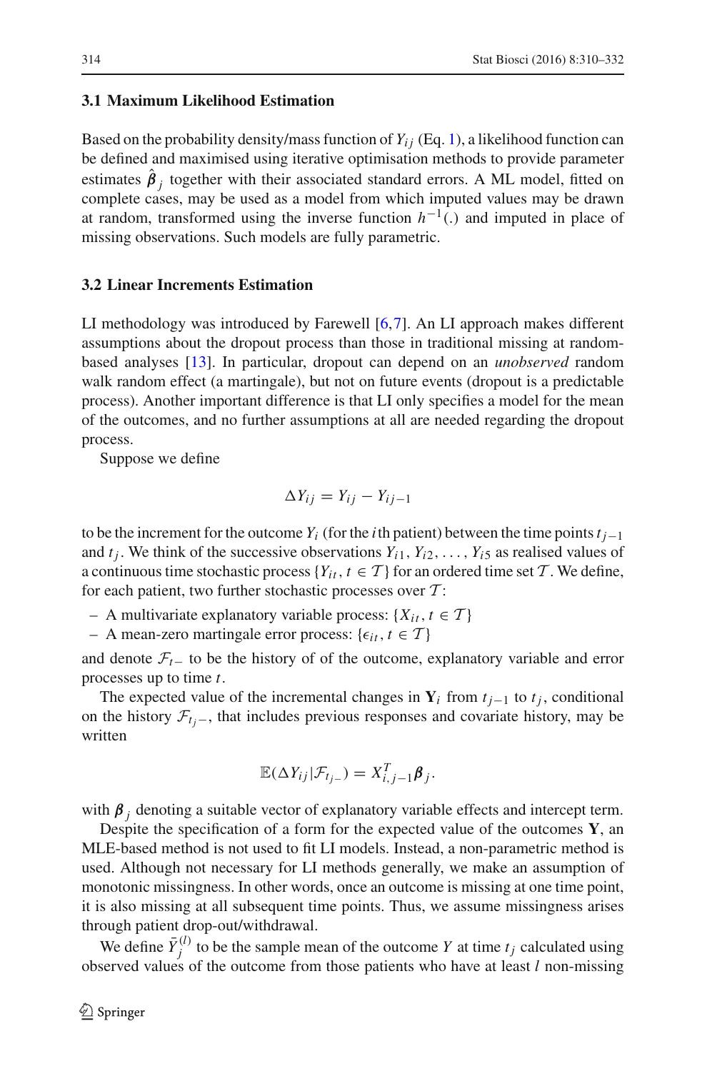### 3.1 Maximum Likelihood Estimation

Based on the probability density/mass function of $Y_{ij}$ (Eq. 1), a likelihood function can be defined and maximised using iterative optimisation methods to provide parameter estimates $\hat{\boldsymbol{\beta}}_j$ together with their associated standard errors. A ML model, fitted on complete cases, may be used as a model from which imputed values may be drawn at random, transformed using the inverse function $h^{-1}(.)$ and imputed in place of missing observations. Such models are fully parametric.

### 3.2 Linear Increments Estimation

LI methodology was introduced by Farewell [6,7]. An LI approach makes different assumptions about the dropout process than those in traditional missing at random-based analyses [13]. In particular, dropout can depend on an *unobserved* random walk random effect (a martingale), but not on future events (dropout is a predictable process). Another important difference is that LI only specifies a model for the mean of the outcomes, and no further assumptions at all are needed regarding the dropout process.

Suppose we define

$$\Delta Y_{ij} = Y_{ij} - Y_{ij-1}$$

to be the increment for the outcome $Y_i$ (for the $i$th patient) between the time points $t_{j-1}$ and $t_j$. We think of the successive observations $Y_{i1}, Y_{i2}, \ldots, Y_{i5}$ as realised values of a continuous time stochastic process $\{Y_{it}, t \in \mathcal{T}\}$ for an ordered time set $\mathcal{T}$. We define, for each patient, two further stochastic processes over $\mathcal{T}$:

- A multivariate explanatory variable process: $\{X_{it}, t \in \mathcal{T}\}$
- A mean-zero martingale error process: $\{\epsilon_{it}, t \in \mathcal{T}\}$

and denote $\mathcal{F}_{t-}$ to be the history of of the outcome, explanatory variable and error processes up to time $t$.

The expected value of the incremental changes in $\mathbf{Y}_i$ from $t_{j-1}$ to $t_j$, conditional on the history $\mathcal{F}_{t_j-}$, that includes previous responses and covariate history, may be written

$$\mathbb{E}(\Delta Y_{ij} | \mathcal{F}_{t_j-}) = X^T_{i,j-1}\boldsymbol{\beta}_j.$$

with $\boldsymbol{\beta}_j$ denoting a suitable vector of explanatory variable effects and intercept term.

Despite the specification of a form for the expected value of the outcomes $\mathbf{Y}$, an MLE-based method is not used to fit LI models. Instead, a non-parametric method is used. Although not necessary for LI methods generally, we make an assumption of monotonic missingness. In other words, once an outcome is missing at one time point, it is also missing at all subsequent time points. Thus, we assume missingness arises through patient drop-out/withdrawal.

We define $\bar{Y}_j^{(l)}$ to be the sample mean of the outcome $Y$ at time $t_j$ calculated using observed values of the outcome from those patients who have at least $l$ non-missing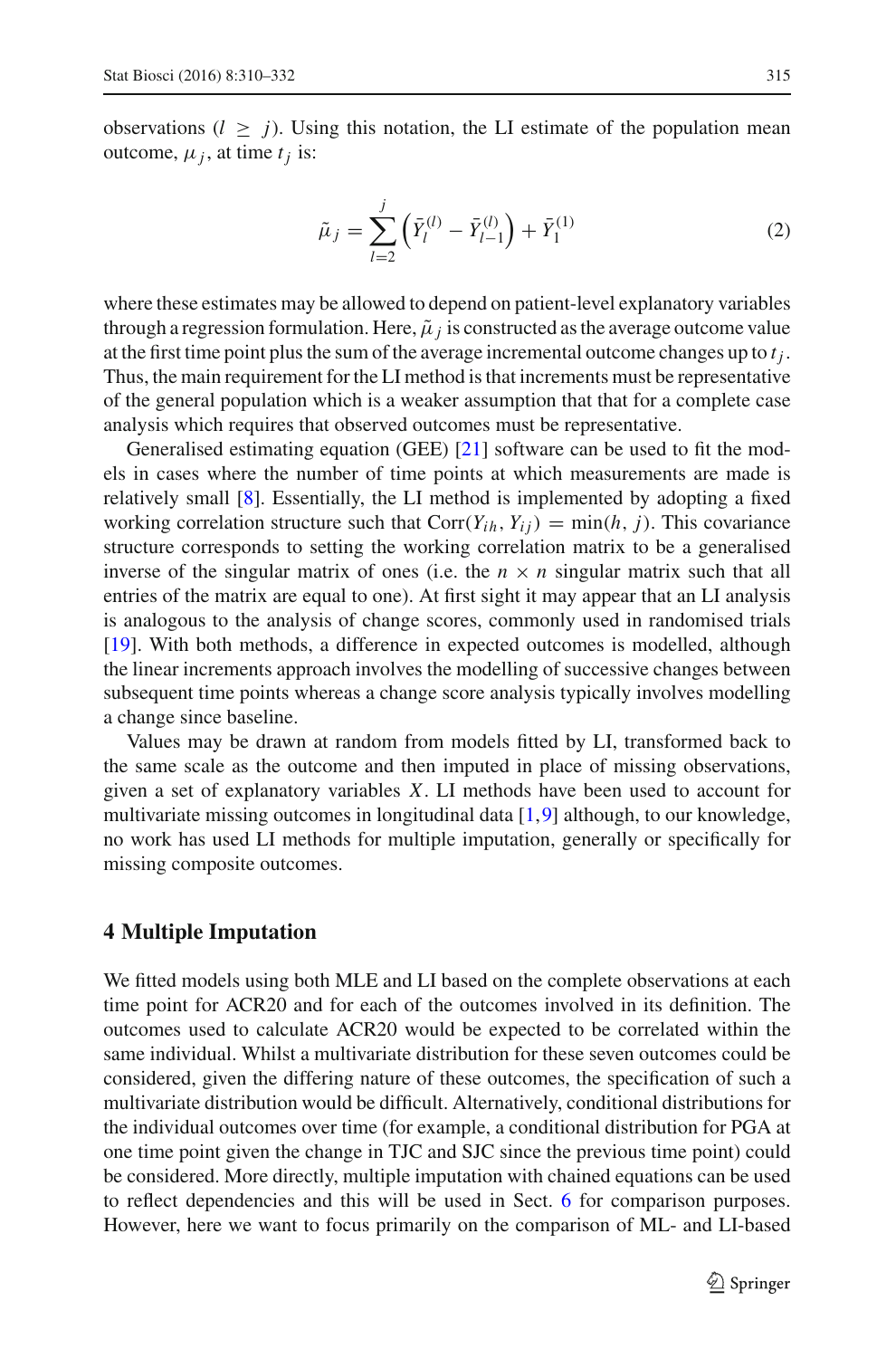observations ($l \geq j$). Using this notation, the LI estimate of the population mean outcome, $\mu_j$, at time $t_j$ is:

$$\tilde{\mu}_j = \sum_{l=2}^{j} \left( \bar{Y}_l^{(l)} - \bar{Y}_{l-1}^{(l)} \right) + \bar{Y}_1^{(1)} \tag{2}$$

where these estimates may be allowed to depend on patient-level explanatory variables through a regression formulation. Here, $\tilde{\mu}_j$ is constructed as the average outcome value at the first time point plus the sum of the average incremental outcome changes up to $t_j$. Thus, the main requirement for the LI method is that increments must be representative of the general population which is a weaker assumption that that for a complete case analysis which requires that observed outcomes must be representative.

Generalised estimating equation (GEE) [21] software can be used to fit the models in cases where the number of time points at which measurements are made is relatively small [8]. Essentially, the LI method is implemented by adopting a fixed working correlation structure such that $\text{Corr}(Y_{ih}, Y_{ij}) = \min(h, j)$. This covariance structure corresponds to setting the working correlation matrix to be a generalised inverse of the singular matrix of ones (i.e. the $n \times n$ singular matrix such that all entries of the matrix are equal to one). At first sight it may appear that an LI analysis is analogous to the analysis of change scores, commonly used in randomised trials [19]. With both methods, a difference in expected outcomes is modelled, although the linear increments approach involves the modelling of successive changes between subsequent time points whereas a change score analysis typically involves modelling a change since baseline.

Values may be drawn at random from models fitted by LI, transformed back to the same scale as the outcome and then imputed in place of missing observations, given a set of explanatory variables $X$. LI methods have been used to account for multivariate missing outcomes in longitudinal data [1,9] although, to our knowledge, no work has used LI methods for multiple imputation, generally or specifically for missing composite outcomes.

## 4 Multiple Imputation

We fitted models using both MLE and LI based on the complete observations at each time point for ACR20 and for each of the outcomes involved in its definition. The outcomes used to calculate ACR20 would be expected to be correlated within the same individual. Whilst a multivariate distribution for these seven outcomes could be considered, given the differing nature of these outcomes, the specification of such a multivariate distribution would be difficult. Alternatively, conditional distributions for the individual outcomes over time (for example, a conditional distribution for PGA at one time point given the change in TJC and SJC since the previous time point) could be considered. More directly, multiple imputation with chained equations can be used to reflect dependencies and this will be used in Sect. 6 for comparison purposes. However, here we want to focus primarily on the comparison of ML- and LI-based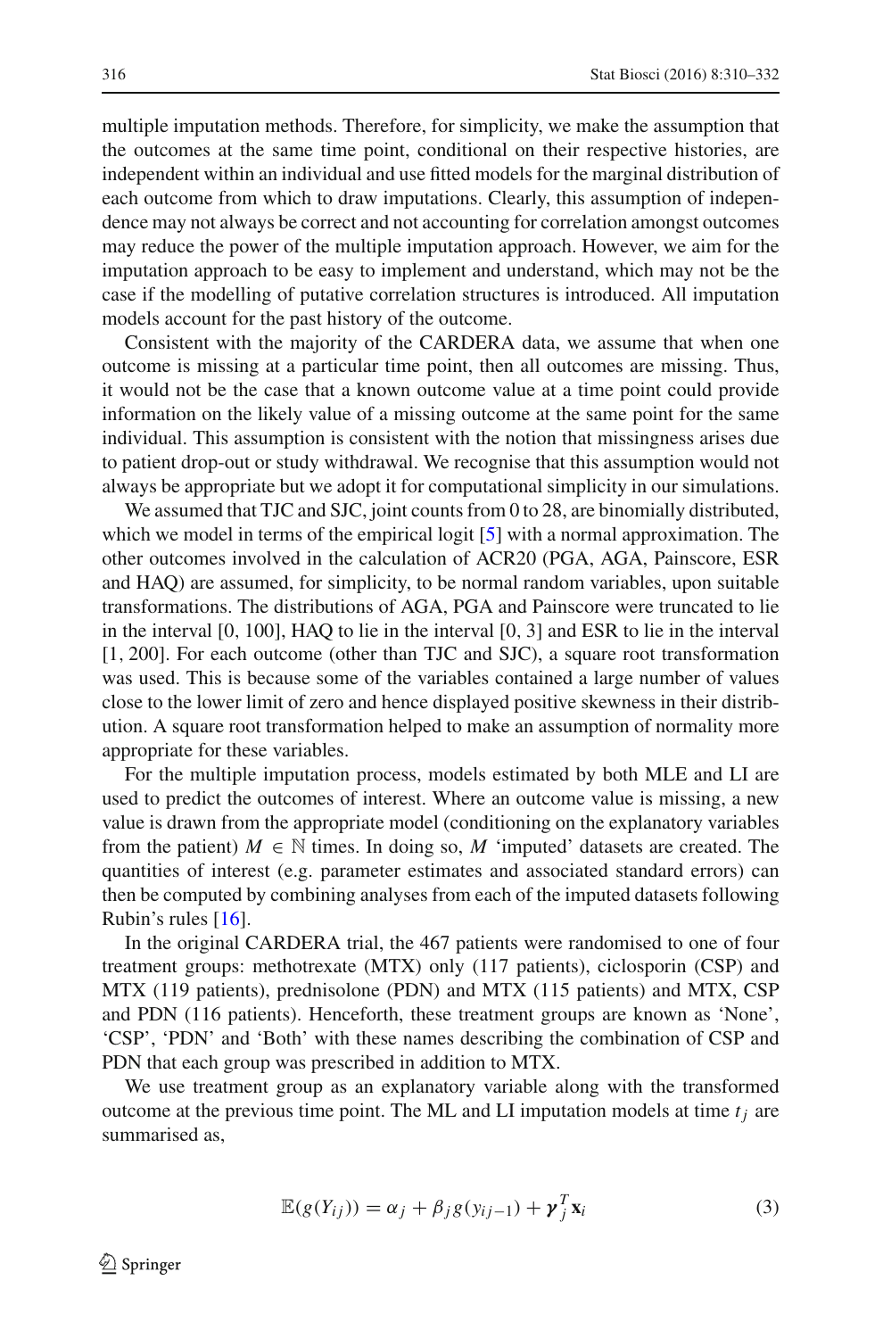multiple imputation methods. Therefore, for simplicity, we make the assumption that the outcomes at the same time point, conditional on their respective histories, are independent within an individual and use fitted models for the marginal distribution of each outcome from which to draw imputations. Clearly, this assumption of independence may not always be correct and not accounting for correlation amongst outcomes may reduce the power of the multiple imputation approach. However, we aim for the imputation approach to be easy to implement and understand, which may not be the case if the modelling of putative correlation structures is introduced. All imputation models account for the past history of the outcome.

Consistent with the majority of the CARDERA data, we assume that when one outcome is missing at a particular time point, then all outcomes are missing. Thus, it would not be the case that a known outcome value at a time point could provide information on the likely value of a missing outcome at the same point for the same individual. This assumption is consistent with the notion that missingness arises due to patient drop-out or study withdrawal. We recognise that this assumption would not always be appropriate but we adopt it for computational simplicity in our simulations.

We assumed that TJC and SJC, joint counts from 0 to 28, are binomially distributed, which we model in terms of the empirical logit [5] with a normal approximation. The other outcomes involved in the calculation of ACR20 (PGA, AGA, Painscore, ESR and HAQ) are assumed, for simplicity, to be normal random variables, upon suitable transformations. The distributions of AGA, PGA and Painscore were truncated to lie in the interval [0, 100], HAQ to lie in the interval [0, 3] and ESR to lie in the interval [1, 200]. For each outcome (other than TJC and SJC), a square root transformation was used. This is because some of the variables contained a large number of values close to the lower limit of zero and hence displayed positive skewness in their distribution. A square root transformation helped to make an assumption of normality more appropriate for these variables.

For the multiple imputation process, models estimated by both MLE and LI are used to predict the outcomes of interest. Where an outcome value is missing, a new value is drawn from the appropriate model (conditioning on the explanatory variables from the patient) $M \in \mathbb{N}$ times. In doing so, $M$ 'imputed' datasets are created. The quantities of interest (e.g. parameter estimates and associated standard errors) can then be computed by combining analyses from each of the imputed datasets following Rubin's rules [16].

In the original CARDERA trial, the 467 patients were randomised to one of four treatment groups: methotrexate (MTX) only (117 patients), ciclosporin (CSP) and MTX (119 patients), prednisolone (PDN) and MTX (115 patients) and MTX, CSP and PDN (116 patients). Henceforth, these treatment groups are known as 'None', 'CSP', 'PDN' and 'Both' with these names describing the combination of CSP and PDN that each group was prescribed in addition to MTX.

We use treatment group as an explanatory variable along with the transformed outcome at the previous time point. The ML and LI imputation models at time $t_j$ are summarised as,

$$\mathbb{E}(g(Y_{ij})) = \alpha_j + \beta_j g(y_{ij-1}) + \boldsymbol{\gamma}_j^T \mathbf{x}_i \tag{3}$$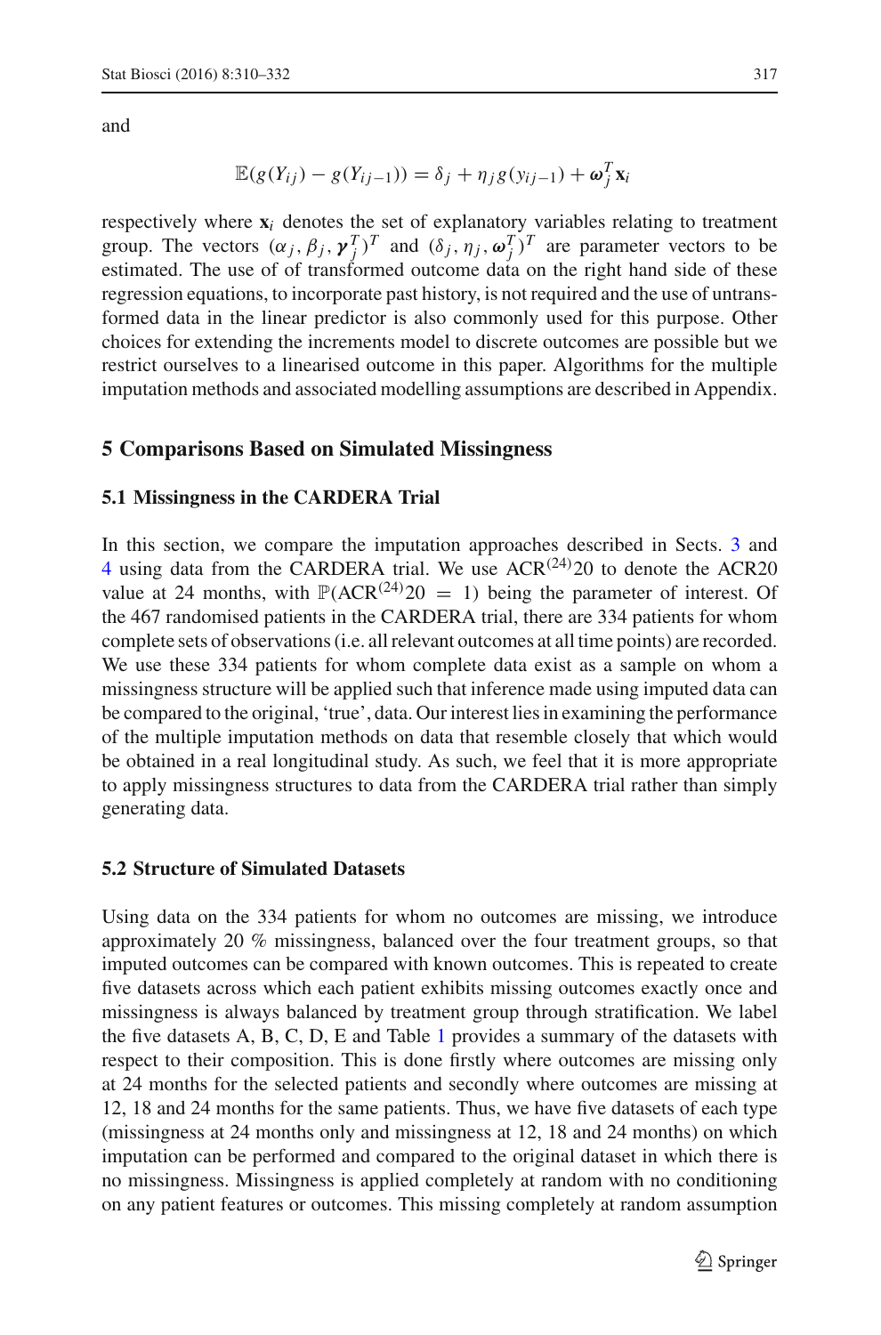and

$$\mathbb{E}(g(Y_{ij}) - g(Y_{ij-1})) = \delta_j + \eta_j g(y_{ij-1}) + \boldsymbol{\omega}_j^T \mathbf{x}_i$$

respectively where $\mathbf{x}_i$ denotes the set of explanatory variables relating to treatment group. The vectors $(\alpha_j, \beta_j, \boldsymbol{\gamma}_j^T)^T$ and $(\delta_j, \eta_j, \boldsymbol{\omega}_j^T)^T$ are parameter vectors to be estimated. The use of of transformed outcome data on the right hand side of these regression equations, to incorporate past history, is not required and the use of untransformed data in the linear predictor is also commonly used for this purpose. Other choices for extending the increments model to discrete outcomes are possible but we restrict ourselves to a linearised outcome in this paper. Algorithms for the multiple imputation methods and associated modelling assumptions are described in Appendix.

## 5 Comparisons Based on Simulated Missingness

### 5.1 Missingness in the CARDERA Trial

In this section, we compare the imputation approaches described in Sects. 3 and 4 using data from the CARDERA trial. We use $\text{ACR}^{(24)}20$ to denote the ACR20 value at 24 months, with $\mathbb{P}(\text{ACR}^{(24)}20 = 1)$ being the parameter of interest. Of the 467 randomised patients in the CARDERA trial, there are 334 patients for whom complete sets of observations (i.e. all relevant outcomes at all time points) are recorded. We use these 334 patients for whom complete data exist as a sample on whom a missingness structure will be applied such that inference made using imputed data can be compared to the original, 'true', data. Our interest lies in examining the performance of the multiple imputation methods on data that resemble closely that which would be obtained in a real longitudinal study. As such, we feel that it is more appropriate to apply missingness structures to data from the CARDERA trial rather than simply generating data.

### 5.2 Structure of Simulated Datasets

Using data on the 334 patients for whom no outcomes are missing, we introduce approximately 20 % missingness, balanced over the four treatment groups, so that imputed outcomes can be compared with known outcomes. This is repeated to create five datasets across which each patient exhibits missing outcomes exactly once and missingness is always balanced by treatment group through stratification. We label the five datasets A, B, C, D, E and Table 1 provides a summary of the datasets with respect to their composition. This is done firstly where outcomes are missing only at 24 months for the selected patients and secondly where outcomes are missing at 12, 18 and 24 months for the same patients. Thus, we have five datasets of each type (missingness at 24 months only and missingness at 12, 18 and 24 months) on which imputation can be performed and compared to the original dataset in which there is no missingness. Missingness is applied completely at random with no conditioning on any patient features or outcomes. This missing completely at random assumption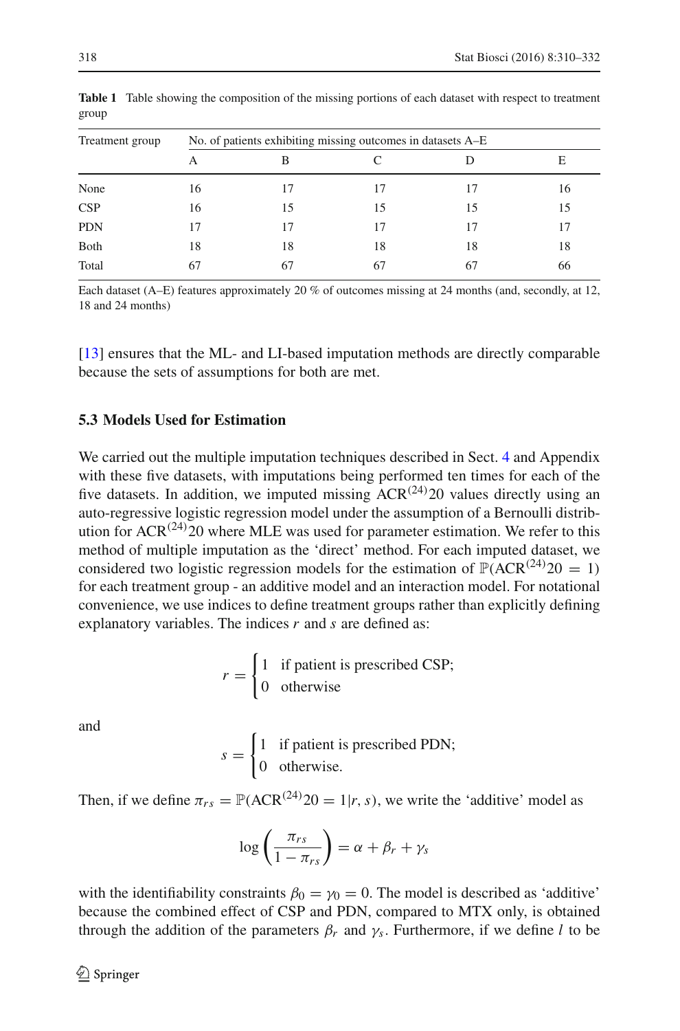**Table 1** Table showing the composition of the missing portions of each dataset with respect to treatment group

| Treatment group | No. of patients exhibiting missing outcomes in datasets A–E | | | | |
|---|---|---|---|---|---|
| | A | B | C | D | E |
| None | 16 | 17 | 17 | 17 | 16 |
| CSP | 16 | 15 | 15 | 15 | 15 |
| PDN | 17 | 17 | 17 | 17 | 17 |
| Both | 18 | 18 | 18 | 18 | 18 |
| Total | 67 | 67 | 67 | 67 | 66 |

Each dataset (A–E) features approximately 20 % of outcomes missing at 24 months (and, secondly, at 12, 18 and 24 months)

[13] ensures that the ML- and LI-based imputation methods are directly comparable because the sets of assumptions for both are met.

### 5.3 Models Used for Estimation

We carried out the multiple imputation techniques described in Sect. 4 and Appendix with these five datasets, with imputations being performed ten times for each of the five datasets. In addition, we imputed missing $\text{ACR}^{(24)}20$ values directly using an auto-regressive logistic regression model under the assumption of a Bernoulli distribution for $\text{ACR}^{(24)}20$ where MLE was used for parameter estimation. We refer to this method of multiple imputation as the 'direct' method. For each imputed dataset, we considered two logistic regression models for the estimation of $\mathbb{P}(\text{ACR}^{(24)}20 = 1)$ for each treatment group - an additive model and an interaction model. For notational convenience, we use indices to define treatment groups rather than explicitly defining explanatory variables. The indices $r$ and $s$ are defined as:

$$r = \begin{cases} 1 & \text{if patient is prescribed CSP;} \\ 0 & \text{otherwise} \end{cases}$$

and

$$s = \begin{cases} 1 & \text{if patient is prescribed PDN;} \\ 0 & \text{otherwise.} \end{cases}$$

Then, if we define $\pi_{rs} = \mathbb{P}(\text{ACR}^{(24)}20 = 1|r, s)$, we write the 'additive' model as

$$\log\left(\frac{\pi_{rs}}{1 - \pi_{rs}}\right) = \alpha + \beta_r + \gamma_s$$

with the identifiability constraints $\beta_0 = \gamma_0 = 0$. The model is described as 'additive' because the combined effect of CSP and PDN, compared to MTX only, is obtained through the addition of the parameters $\beta_r$ and $\gamma_s$. Furthermore, if we define $l$ to be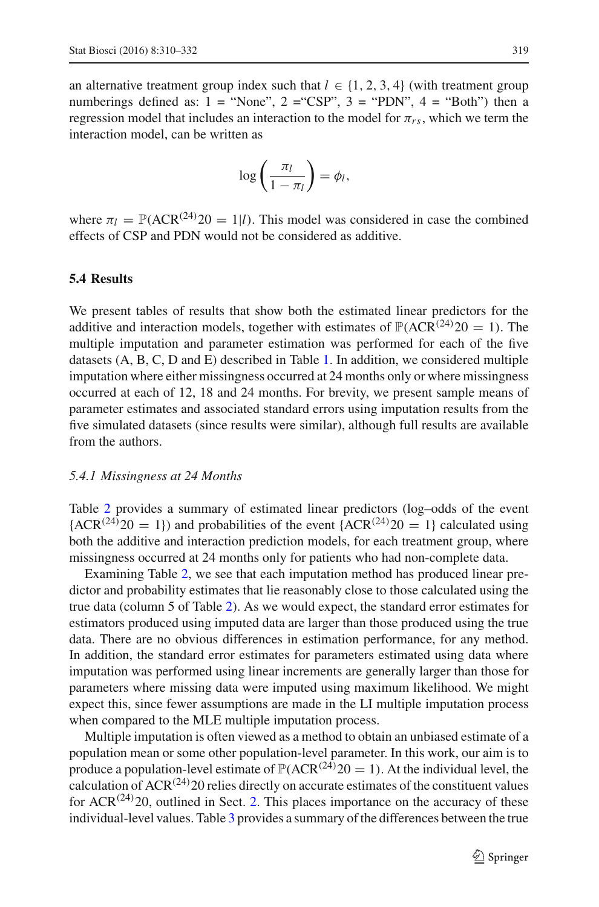an alternative treatment group index such that $l \in \{1, 2, 3, 4\}$ (with treatment group numberings defined as: 1 = "None", 2 ="CSP", 3 = "PDN", 4 = "Both") then a regression model that includes an interaction to the model for $\pi_{rs}$, which we term the interaction model, can be written as

$$\log\left(\frac{\pi_l}{1-\pi_l}\right) = \phi_l,$$

where $\pi_l = \mathbb{P}(\text{ACR}^{(24)}20 = 1|l)$. This model was considered in case the combined effects of CSP and PDN would not be considered as additive.

### 5.4 Results

We present tables of results that show both the estimated linear predictors for the additive and interaction models, together with estimates of $\mathbb{P}(\text{ACR}^{(24)}20 = 1)$. The multiple imputation and parameter estimation was performed for each of the five datasets (A, B, C, D and E) described in Table 1. In addition, we considered multiple imputation where either missingness occurred at 24 months only or where missingness occurred at each of 12, 18 and 24 months. For brevity, we present sample means of parameter estimates and associated standard errors using imputation from the five simulated datasets (since results were similar), although full results are available from the authors.

#### *5.4.1 Missingness at 24 Months*

Table 2 provides a summary of estimated linear predictors (log–odds of the event $\{\text{ACR}^{(24)}20 = 1\}$) and probabilities of the event $\{\text{ACR}^{(24)}20 = 1\}$ calculated using both the additive and interaction prediction models, for each treatment group, where missingness occurred at 24 months only for patients who had non-complete data.

Examining Table 2, we see that each imputation method has produced linear predictor and probability estimates that lie reasonably close to those calculated using the true data (column 5 of Table 2). As we would expect, the standard error estimates for estimators produced using imputed data are larger than those produced using the true data. There are no obvious differences in estimation performance, for any method. In addition, the standard error estimates for parameters estimated using data where imputation was performed using linear increments are generally larger than those for parameters where missing data were imputed using maximum likelihood. We might expect this, since fewer assumptions are made in the LI multiple imputation process when compared to the MLE multiple imputation process.

Multiple imputation is often viewed as a method to obtain an unbiased estimate of a population mean or some other population-level parameter. In this work, our aim is to produce a population-level estimate of $\mathbb{P}(\text{ACR}^{(24)}20 = 1)$. At the individual level, the calculation of $\text{ACR}^{(24)}20$ relies directly on accurate estimates of the constituent values for $\text{ACR}^{(24)}20$, outlined in Sect. 2. This places importance on the accuracy of these individual-level values. Table 3 provides a summary of the differences between the true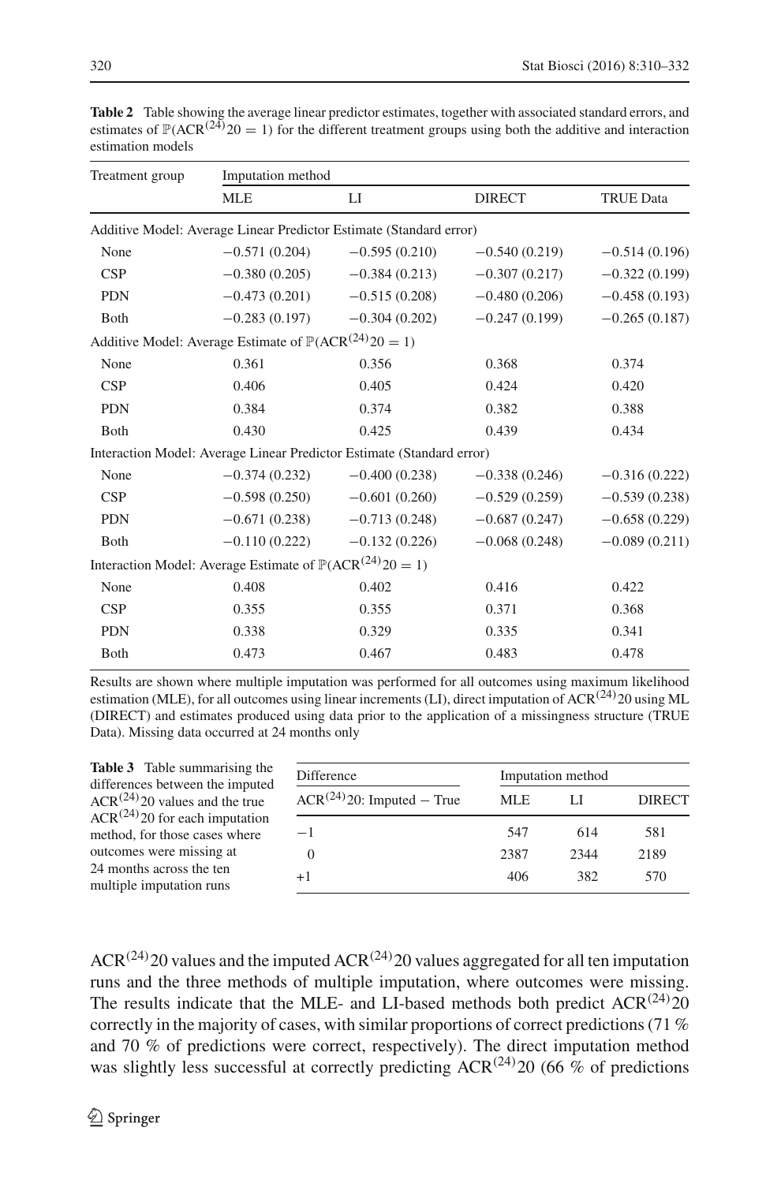**Table 2** Table showing the average linear predictor estimates, together with associated standard errors, and estimates of $\mathbb{P}(\text{ACR}^{(24)}20 = 1)$ for the different treatment groups using both the additive and interaction estimation models

| Treatment group | Imputation method | | | |
|---|---|---|---|---|
| | MLE | LI | DIRECT | TRUE Data |
| *Additive Model: Average Linear Predictor Estimate (Standard error)* | | | | |
| None | −0.571 (0.204) | −0.595 (0.210) | −0.540 (0.219) | −0.514 (0.196) |
| CSP | −0.380 (0.205) | −0.384 (0.213) | −0.307 (0.217) | −0.322 (0.199) |
| PDN | −0.473 (0.201) | −0.515 (0.208) | −0.480 (0.206) | −0.458 (0.193) |
| Both | −0.283 (0.197) | −0.304 (0.202) | −0.247 (0.199) | −0.265 (0.187) |
| *Additive Model: Average Estimate of $\mathbb{P}(\text{ACR}^{(24)}20 = 1)$* | | | | |
| None | 0.361 | 0.356 | 0.368 | 0.374 |
| CSP | 0.406 | 0.405 | 0.424 | 0.420 |
| PDN | 0.384 | 0.374 | 0.382 | 0.388 |
| Both | 0.430 | 0.425 | 0.439 | 0.434 |
| *Interaction Model: Average Linear Predictor Estimate (Standard error)* | | | | |
| None | −0.374 (0.232) | −0.400 (0.238) | −0.338 (0.246) | −0.316 (0.222) |
| CSP | −0.598 (0.250) | −0.601 (0.260) | −0.529 (0.259) | −0.539 (0.238) |
| PDN | −0.671 (0.238) | −0.713 (0.248) | −0.687 (0.247) | −0.658 (0.229) |
| Both | −0.110 (0.222) | −0.132 (0.226) | −0.068 (0.248) | −0.089 (0.211) |
| *Interaction Model: Average Estimate of $\mathbb{P}(\text{ACR}^{(24)}20 = 1)$* | | | | |
| None | 0.408 | 0.402 | 0.416 | 0.422 |
| CSP | 0.355 | 0.355 | 0.371 | 0.368 |
| PDN | 0.338 | 0.329 | 0.335 | 0.341 |
| Both | 0.473 | 0.467 | 0.483 | 0.478 |

Results are shown where multiple imputation was performed for all outcomes using maximum likelihood estimation (MLE), for all outcomes using linear increments (LI), direct imputation of $\text{ACR}^{(24)}20$ using ML (DIRECT) and estimates produced using data prior to the application of a missingness structure (TRUE Data). Missing data occurred at 24 months only

**Table 3** Table summarising the differences between the imputed $\text{ACR}^{(24)}20$ values and the true $\text{ACR}^{(24)}20$ for each imputation method, for those cases where outcomes were missing at 24 months across the ten multiple imputation runs

| Difference | Imputation method | | |
|---|---|---|---|
| $\text{ACR}^{(24)}20$: Imputed − True | MLE | LI | DIRECT |
| −1 | 547 | 614 | 581 |
| 0 | 2387 | 2344 | 2189 |
| +1 | 406 | 382 | 570 |

$\text{ACR}^{(24)}20$ values and the imputed $\text{ACR}^{(24)}20$ values aggregated for all ten imputation runs and the three methods of multiple imputation, where outcomes were missing. The results indicate that the MLE- and LI-based methods both predict $\text{ACR}^{(24)}20$ correctly in the majority of cases, with similar proportions of correct predictions (71 % and 70 % of predictions were correct, respectively). The direct imputation method was slightly less successful at correctly predicting $\text{ACR}^{(24)}20$ (66 % of predictions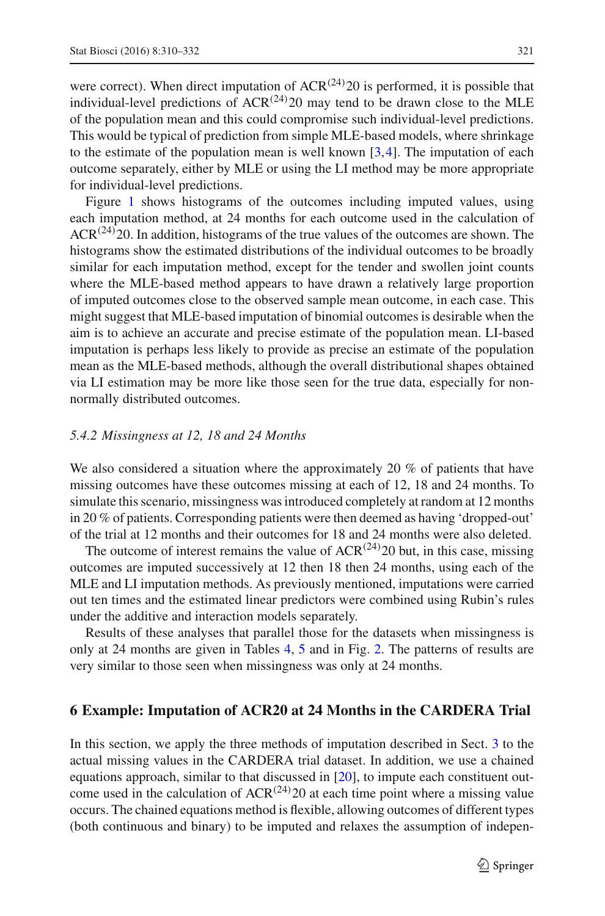were correct). When direct imputation of $ACR^{(24)}20$ is performed, it is possible that individual-level predictions of $ACR^{(24)}20$ may tend to be drawn close to the MLE of the population mean and this could compromise such individual-level predictions. This would be typical of prediction from simple MLE-based models, where shrinkage to the estimate of the population mean is well known [3,4]. The imputation of each outcome separately, either by MLE or using the LI method may be more appropriate for individual-level predictions.

Figure 1 shows histograms of the outcomes including imputed values, using each imputation method, at 24 months for each outcome used in the calculation of $ACR^{(24)}20$. In addition, histograms of the true values of the outcomes are shown. The histograms show the estimated distributions of the individual outcomes to be broadly similar for each imputation method, except for the tender and swollen joint counts where the MLE-based method appears to have drawn a relatively large proportion of imputed outcomes close to the observed sample mean outcome, in each case. This might suggest that MLE-based imputation of binomial outcomes is desirable when the aim is to achieve an accurate and precise estimate of the population mean. LI-based imputation is perhaps less likely to provide as precise an estimate of the population mean as the MLE-based methods, although the overall distributional shapes obtained via LI estimation may be more like those seen for the true data, especially for non-normally distributed outcomes.

### *5.4.2 Missingness at 12, 18 and 24 Months*

We also considered a situation where the approximately 20 % of patients that have missing outcomes have these outcomes missing at each of 12, 18 and 24 months. To simulate this scenario, missingness was introduced completely at random at 12 months in 20 % of patients. Corresponding patients were then deemed as having 'dropped-out' of the trial at 12 months and their outcomes for 18 and 24 months were also deleted.

The outcome of interest remains the value of $ACR^{(24)}20$ but, in this case, missing outcomes are imputed successively at 12 then 18 then 24 months, using each of the MLE and LI imputation methods. As previously mentioned, imputations were carried out ten times and the estimated linear predictors were combined using Rubin's rules under the additive and interaction models separately.

Results of these analyses that parallel those for the datasets when missingness is only at 24 months are given in Tables 4, 5 and in Fig. 2. The patterns of results are very similar to those seen when missingness was only at 24 months.

## 6 Example: Imputation of ACR20 at 24 Months in the CARDERA Trial

In this section, we apply the three methods of imputation described in Sect. 3 to the actual missing values in the CARDERA trial dataset. In addition, we use a chained equations approach, similar to that discussed in [20], to impute each constituent outcome used in the calculation of $ACR^{(24)}20$ at each time point where a missing value occurs. The chained equations method is flexible, allowing outcomes of different types (both continuous and binary) to be imputed and relaxes the assumption of indepen-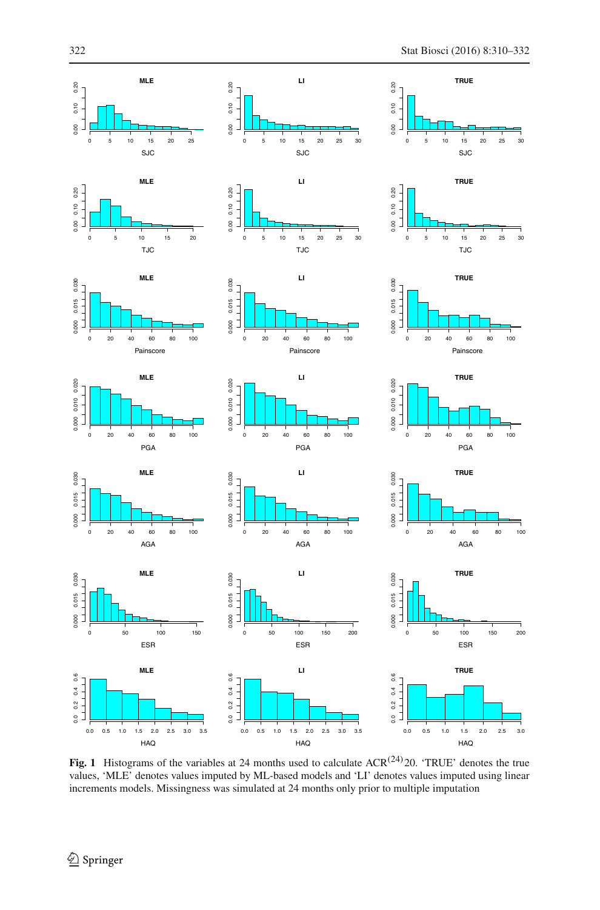**Fig. 1** Histograms of the variables at 24 months used to calculate $\text{ACR}^{(24)}20$. 'TRUE' denotes the true values, 'MLE' denotes values imputed by ML-based models and 'LI' denotes values imputed using linear increments models. Missingness was simulated at 24 months only prior to multiple imputation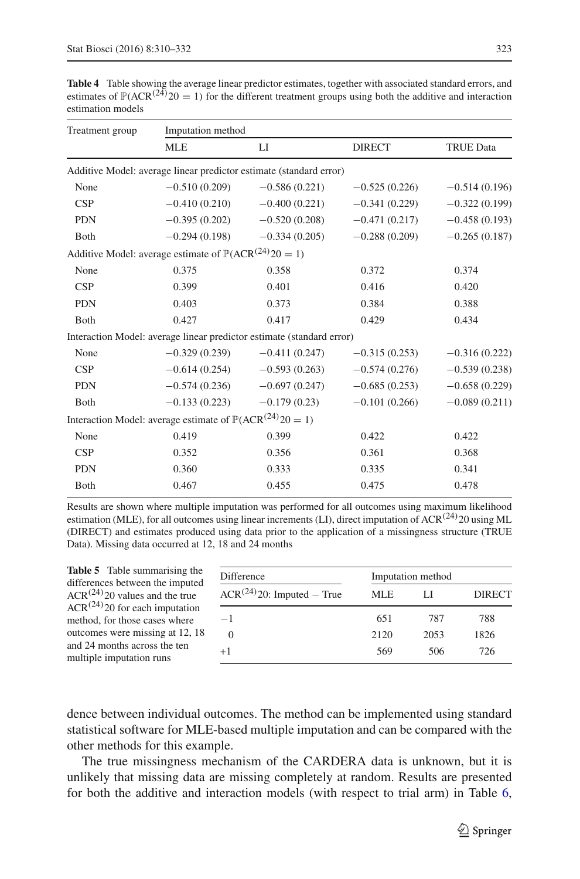**Table 4** Table showing the average linear predictor estimates, together with associated standard errors, and estimates of $\mathbb{P}(\text{ACR}^{(24)}20 = 1)$ for the different treatment groups using both the additive and interaction estimation models

| Treatment group | Imputation method | | | |
|---|---|---|---|---|
| | MLE | LI | DIRECT | TRUE Data |
| *Additive Model: average linear predictor estimate (standard error)* | | | | |
| None | −0.510 (0.209) | −0.586 (0.221) | −0.525 (0.226) | −0.514 (0.196) |
| CSP | −0.410 (0.210) | −0.400 (0.221) | −0.341 (0.229) | −0.322 (0.199) |
| PDN | −0.395 (0.202) | −0.520 (0.208) | −0.471 (0.217) | −0.458 (0.193) |
| Both | −0.294 (0.198) | −0.334 (0.205) | −0.288 (0.209) | −0.265 (0.187) |
| *Additive Model: average estimate of $\mathbb{P}(\text{ACR}^{(24)}20 = 1)$* | | | | |
| None | 0.375 | 0.358 | 0.372 | 0.374 |
| CSP | 0.399 | 0.401 | 0.416 | 0.420 |
| PDN | 0.403 | 0.373 | 0.384 | 0.388 |
| Both | 0.427 | 0.417 | 0.429 | 0.434 |
| *Interaction Model: average linear predictor estimate (standard error)* | | | | |
| None | −0.329 (0.239) | −0.411 (0.247) | −0.315 (0.253) | −0.316 (0.222) |
| CSP | −0.614 (0.254) | −0.593 (0.263) | −0.574 (0.276) | −0.539 (0.238) |
| PDN | −0.574 (0.236) | −0.697 (0.247) | −0.685 (0.253) | −0.658 (0.229) |
| Both | −0.133 (0.223) | −0.179 (0.23) | −0.101 (0.266) | −0.089 (0.211) |
| *Interaction Model: average estimate of $\mathbb{P}(\text{ACR}^{(24)}20 = 1)$* | | | | |
| None | 0.419 | 0.399 | 0.422 | 0.422 |
| CSP | 0.352 | 0.356 | 0.361 | 0.368 |
| PDN | 0.360 | 0.333 | 0.335 | 0.341 |
| Both | 0.467 | 0.455 | 0.475 | 0.478 |

Results are shown where multiple imputation was performed for all outcomes using maximum likelihood estimation (MLE), for all outcomes using linear increments (LI), direct imputation of $\text{ACR}^{(24)}20$ using ML (DIRECT) and estimates produced using data prior to the application of a missingness structure (TRUE Data). Missing data occurred at 12, 18 and 24 months

**Table 5** Table summarising the differences between the imputed $\text{ACR}^{(24)}20$ values and the true $\text{ACR}^{(24)}20$ for each imputation method, for those cases where outcomes were missing at 12, 18 and 24 months across the ten multiple imputation runs

| Difference | Imputation method | | |
|---|---|---|---|
| $\text{ACR}^{(24)}20$: Imputed − True | MLE | LI | DIRECT |
| −1 | 651 | 787 | 788 |
| 0 | 2120 | 2053 | 1826 |
| +1 | 569 | 506 | 726 |

dence between individual outcomes. The method can be implemented using standard statistical software for MLE-based multiple imputation and can be compared with the other methods for this example.

The true missingness mechanism of the CARDERA data is unknown, but it is unlikely that missing data are missing completely at random. Results are presented for both the additive and interaction models (with respect to trial arm) in Table 6,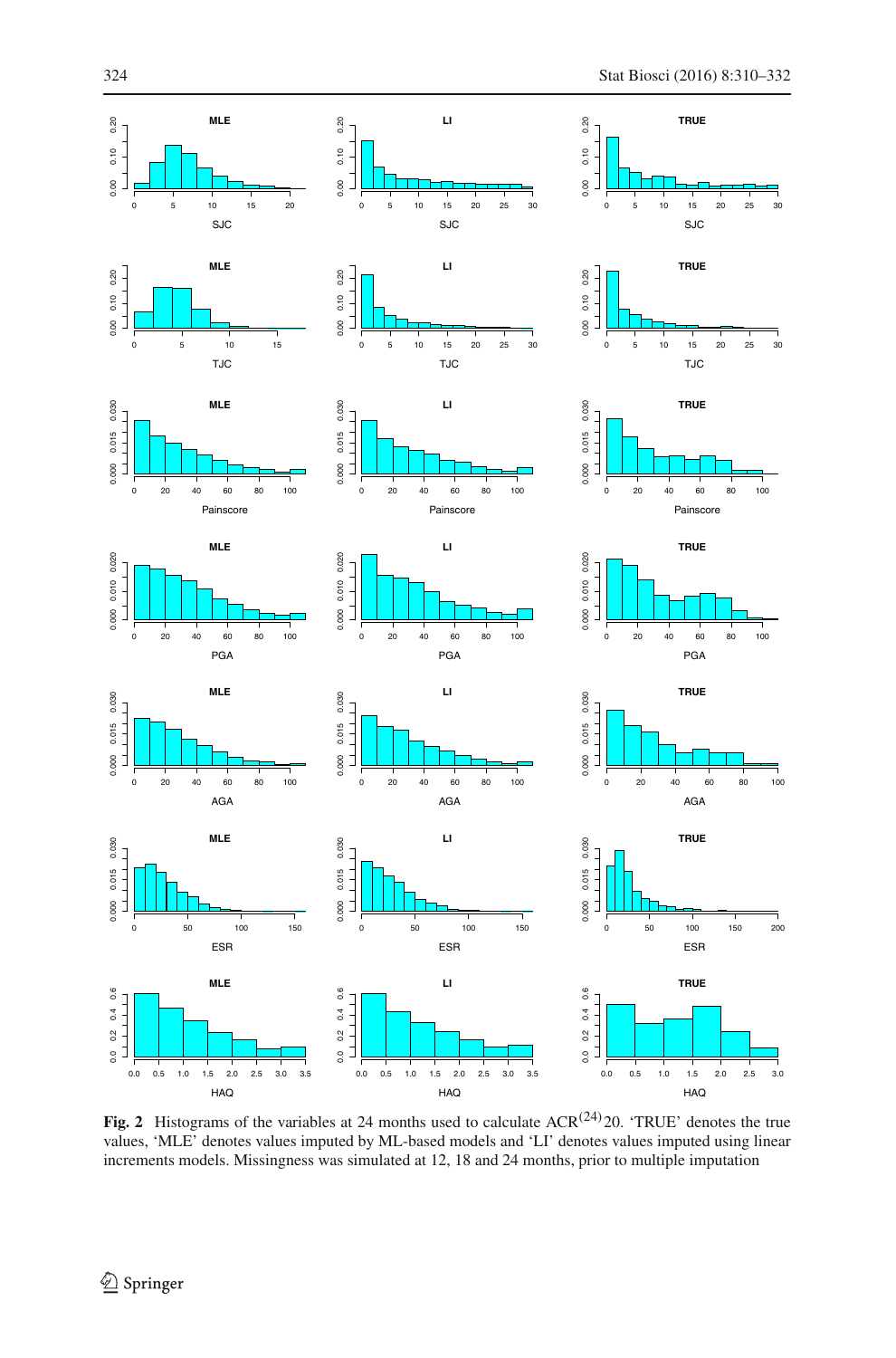**Fig. 2** Histograms of the variables at 24 months used to calculate $ACR^{(24)}20$. 'TRUE' denotes the true values, 'MLE' denotes values imputed by ML-based models and 'LI' denotes values imputed using linear increments models. Missingness was simulated at 12, 18 and 24 months, prior to multiple imputation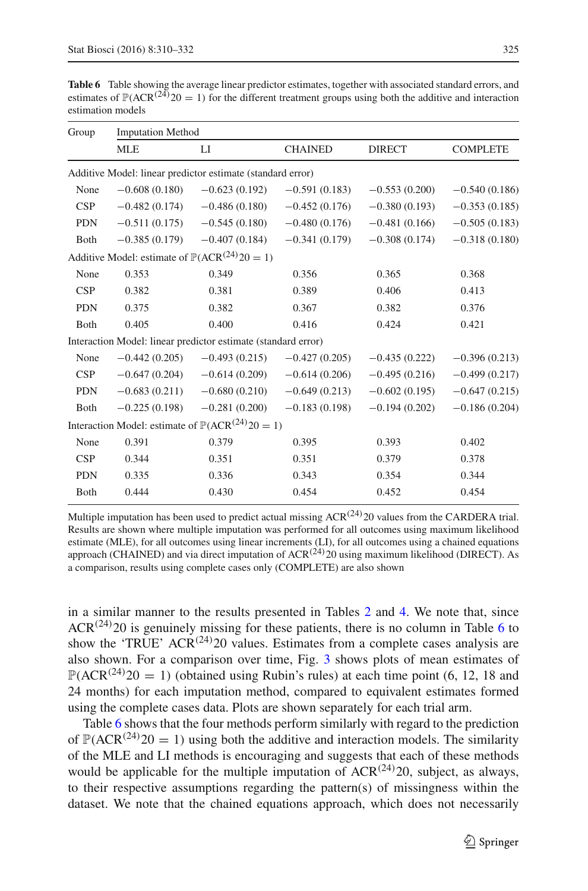**Table 6** Table showing the average linear predictor estimates, together with associated standard errors, and estimates of $\mathbb{P}(\text{ACR}^{(24)}20 = 1)$ for the different treatment groups using both the additive and interaction estimation models

| Group | Imputation Method | | | | |
|---|---|---|---|---|---|
| | MLE | LI | CHAINED | DIRECT | COMPLETE |
| Additive Model: linear predictor estimate (standard error) | | | | | |
| None | −0.608 (0.180) | −0.623 (0.192) | −0.591 (0.183) | −0.553 (0.200) | −0.540 (0.186) |
| CSP | −0.482 (0.174) | −0.486 (0.180) | −0.452 (0.176) | −0.380 (0.193) | −0.353 (0.185) |
| PDN | −0.511 (0.175) | −0.545 (0.180) | −0.480 (0.176) | −0.481 (0.166) | −0.505 (0.183) |
| Both | −0.385 (0.179) | −0.407 (0.184) | −0.341 (0.179) | −0.308 (0.174) | −0.318 (0.180) |
| Additive Model: estimate of $\mathbb{P}(\text{ACR}^{(24)}20 = 1)$ | | | | | |
| None | 0.353 | 0.349 | 0.356 | 0.365 | 0.368 |
| CSP | 0.382 | 0.381 | 0.389 | 0.406 | 0.413 |
| PDN | 0.375 | 0.382 | 0.367 | 0.382 | 0.376 |
| Both | 0.405 | 0.400 | 0.416 | 0.424 | 0.421 |
| Interaction Model: linear predictor estimate (standard error) | | | | | |
| None | −0.442 (0.205) | −0.493 (0.215) | −0.427 (0.205) | −0.435 (0.222) | −0.396 (0.213) |
| CSP | −0.647 (0.204) | −0.614 (0.209) | −0.614 (0.206) | −0.495 (0.216) | −0.499 (0.217) |
| PDN | −0.683 (0.211) | −0.680 (0.210) | −0.649 (0.213) | −0.602 (0.195) | −0.647 (0.215) |
| Both | −0.225 (0.198) | −0.281 (0.200) | −0.183 (0.198) | −0.194 (0.202) | −0.186 (0.204) |
| Interaction Model: estimate of $\mathbb{P}(\text{ACR}^{(24)}20 = 1)$ | | | | | |
| None | 0.391 | 0.379 | 0.395 | 0.393 | 0.402 |
| CSP | 0.344 | 0.351 | 0.351 | 0.379 | 0.378 |
| PDN | 0.335 | 0.336 | 0.343 | 0.354 | 0.344 |
| Both | 0.444 | 0.430 | 0.454 | 0.452 | 0.454 |

Multiple imputation has been used to predict actual missing $\text{ACR}^{(24)}20$ values from the CARDERA trial. Results are shown where multiple imputation was performed for all outcomes using maximum likelihood estimate (MLE), for all outcomes using linear increments (LI), for all outcomes using a chained equations approach (CHAINED) and via direct imputation of $\text{ACR}^{(24)}20$ using maximum likelihood (DIRECT). As a comparison, results using complete cases only (COMPLETE) are also shown

in a similar manner to the results presented in Tables 2 and 4. We note that, since $\text{ACR}^{(24)}20$ is genuinely missing for these patients, there is no column in Table 6 to show the 'TRUE' $\text{ACR}^{(24)}20$ values. Estimates from a complete cases analysis are also shown. For a comparison over time, Fig. 3 shows plots of mean estimates of $\mathbb{P}(\text{ACR}^{(24)}20 = 1)$ (obtained using Rubin's rules) at each time point (6, 12, 18 and 24 months) for each imputation method, compared to equivalent estimates formed using the complete cases data. Plots are shown separately for each trial arm.

Table 6 shows that the four methods perform similarly with regard to the prediction of $\mathbb{P}(\text{ACR}^{(24)}20 = 1)$ using both the additive and interaction models. The similarity of the MLE and LI methods is encouraging and suggests that each of these methods would be applicable for the multiple imputation of $\text{ACR}^{(24)}20$, subject, as always, to their respective assumptions regarding the pattern(s) of missingness within the dataset. We note that the chained equations approach, which does not necessarily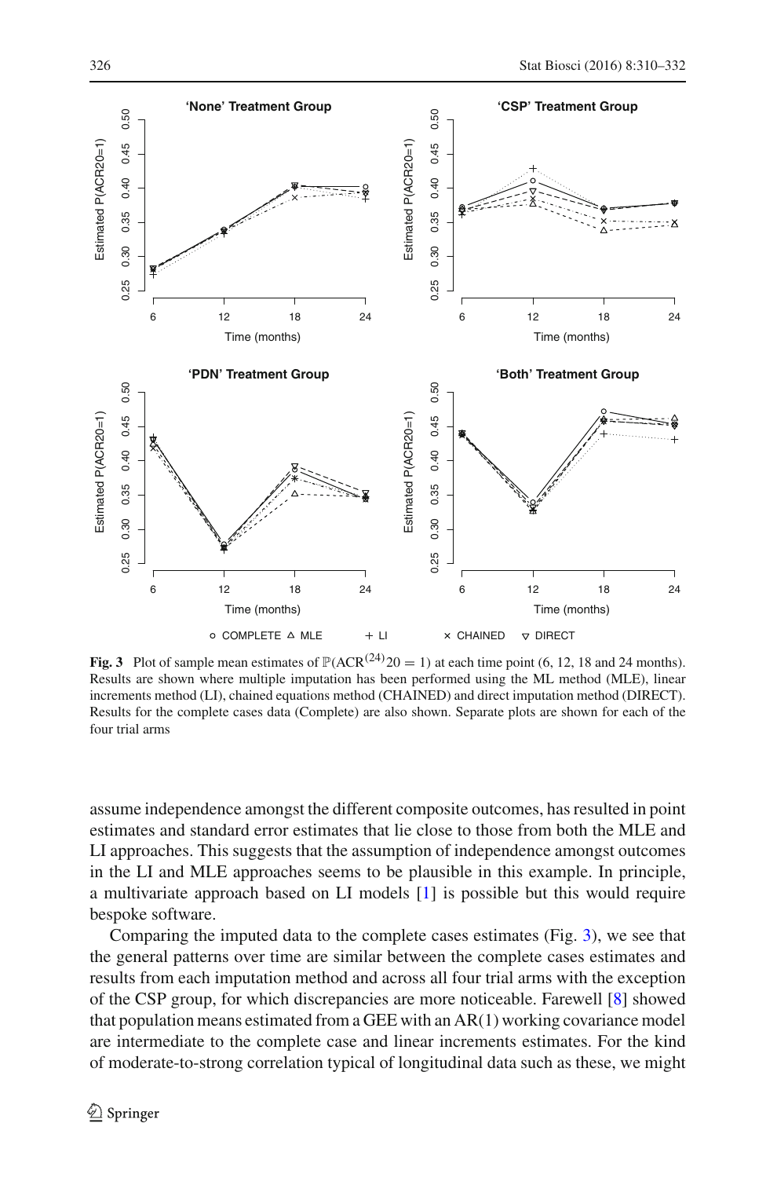**Fig. 3** Plot of sample mean estimates of $\mathbb{P}(\text{ACR}^{(24)}20 = 1)$ at each time point (6, 12, 18 and 24 months). Results are shown where multiple imputation has been performed using the ML method (MLE), linear increments method (LI), chained equations method (CHAINED) and direct imputation method (DIRECT). Results for the complete cases data (Complete) are also shown. Separate plots are shown for each of the four trial arms

assume independence amongst the different composite outcomes, has resulted in point estimates and standard error estimates that lie close to those from both the MLE and LI approaches. This suggests that the assumption of independence amongst outcomes in the LI and MLE approaches seems to be plausible in this example. In principle, a multivariate approach based on LI models [1] is possible but this would require bespoke software.

Comparing the imputed data to the complete cases estimates (Fig. 3), we see that the general patterns over time are similar between the complete cases estimates and results from each imputation method and across all four trial arms with the exception of the CSP group, for which discrepancies are more noticeable. Farewell [8] showed that population means estimated from a GEE with an AR(1) working covariance model are intermediate to the complete case and linear increments estimates. For the kind of moderate-to-strong correlation typical of longitudinal data such as these, we might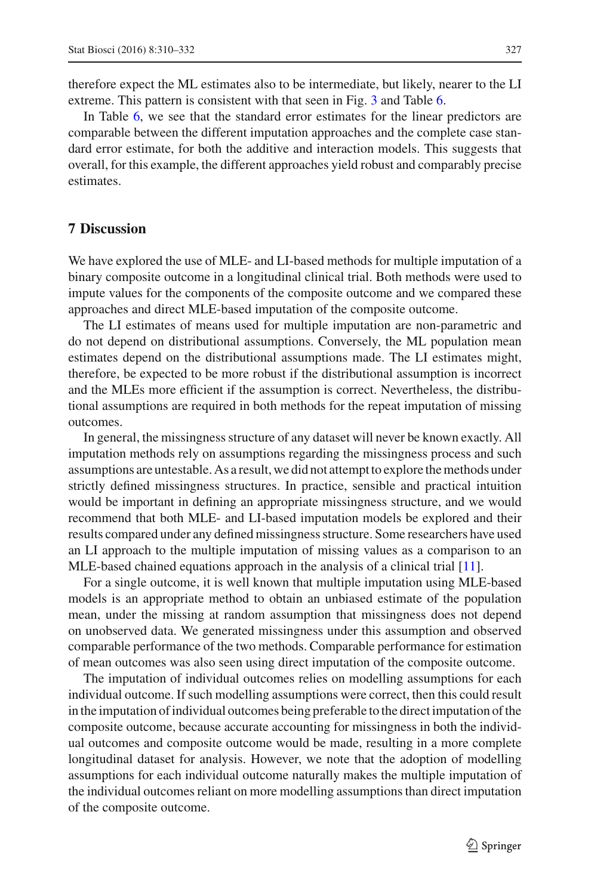therefore expect the ML estimates also to be intermediate, but likely, nearer to the LI extreme. This pattern is consistent with that seen in Fig. 3 and Table 6.

In Table 6, we see that the standard error estimates for the linear predictors are comparable between the different imputation approaches and the complete case standard error estimate, for both the additive and interaction models. This suggests that overall, for this example, the different approaches yield robust and comparably precise estimates.

## 7 Discussion

We have explored the use of MLE- and LI-based methods for multiple imputation of a binary composite outcome in a longitudinal clinical trial. Both methods were used to impute values for the components of the composite outcome and we compared these approaches and direct MLE-based imputation of the composite outcome.

The LI estimates of means used for multiple imputation are non-parametric and do not depend on distributional assumptions. Conversely, the ML population mean estimates depend on the distributional assumptions made. The LI estimates might, therefore, be expected to be more robust if the distributional assumption is incorrect and the MLEs more efficient if the assumption is correct. Nevertheless, the distributional assumptions are required in both methods for the repeat imputation of missing outcomes.

In general, the missingness structure of any dataset will never be known exactly. All imputation methods rely on assumptions regarding the missingness process and such assumptions are untestable. As a result, we did not attempt to explore the methods under strictly defined missingness structures. In practice, sensible and practical intuition would be important in defining an appropriate missingness structure, and we would recommend that both MLE- and LI-based imputation models be explored and their results compared under any defined missingness structure. Some researchers have used an LI approach to the multiple imputation of missing values as a comparison to an MLE-based chained equations approach in the analysis of a clinical trial [11].

For a single outcome, it is well known that multiple imputation using MLE-based models is an appropriate method to obtain an unbiased estimate of the population mean, under the missing at random assumption that missingness does not depend on unobserved data. We generated missingness under this assumption and observed comparable performance of the two methods. Comparable performance for estimation of mean outcomes was also seen using direct imputation of the composite outcome.

The imputation of individual outcomes relies on modelling assumptions for each individual outcome. If such modelling assumptions were correct, then this could result in the imputation of individual outcomes being preferable to the direct imputation of the composite outcome, because accurate accounting for missingness in both the individual outcomes and composite outcome would be made, resulting in a more complete longitudinal dataset for analysis. However, we note that the adoption of modelling assumptions for each individual outcome naturally makes the multiple imputation of the individual outcomes reliant on more modelling assumptions than direct imputation of the composite outcome.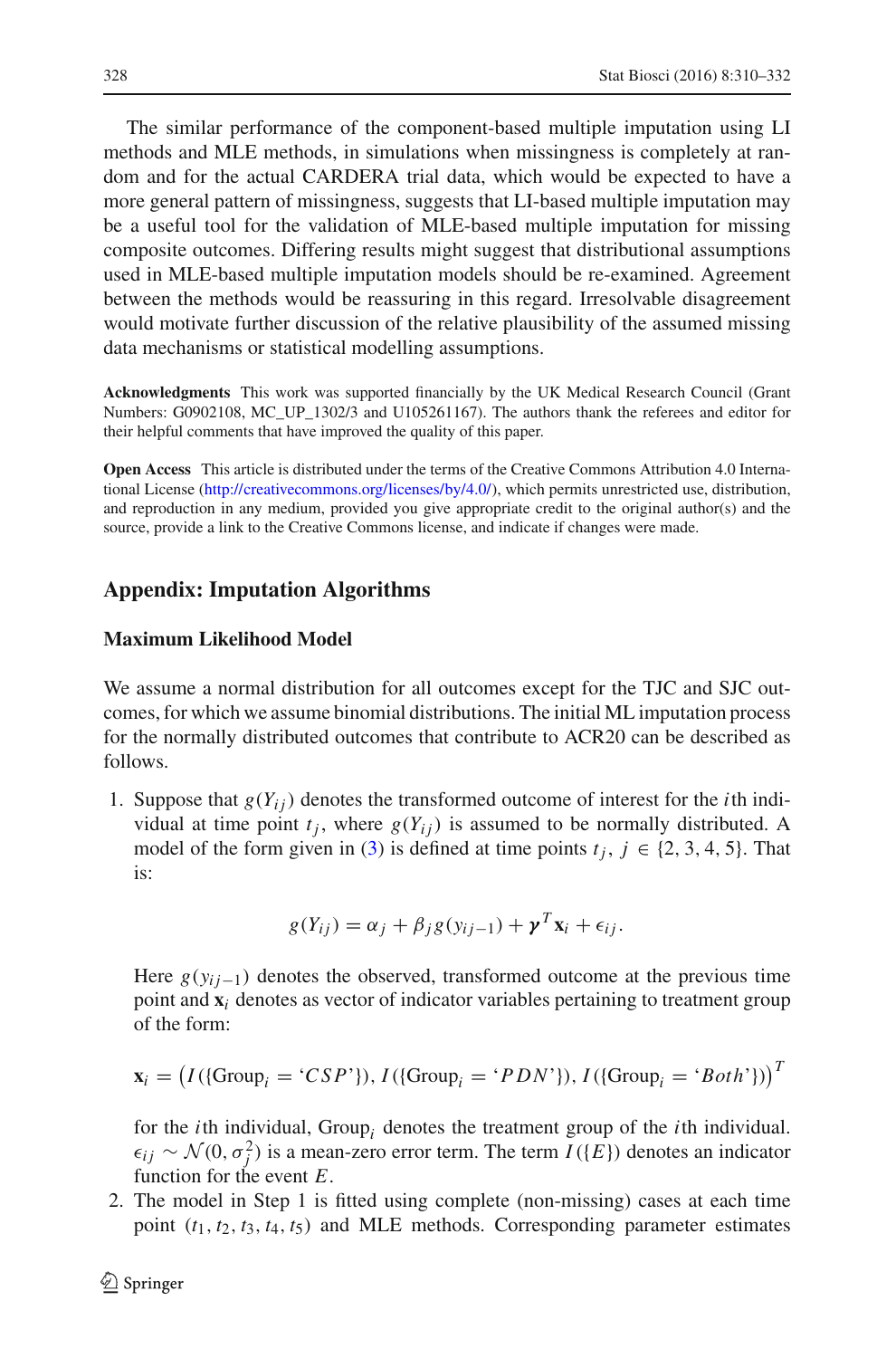The similar performance of the component-based multiple imputation using LI methods and MLE methods, in simulations when missingness is completely at random and for the actual CARDERA trial data, which would be expected to have a more general pattern of missingness, suggests that LI-based multiple imputation may be a useful tool for the validation of MLE-based multiple imputation for missing composite outcomes. Differing results might suggest that distributional assumptions used in MLE-based multiple imputation models should be re-examined. Agreement between the methods would be reassuring in this regard. Irresolvable disagreement would motivate further discussion of the relative plausibility of the assumed missing data mechanisms or statistical modelling assumptions.

**Acknowledgments** This work was supported financially by the UK Medical Research Council (Grant Numbers: G0902108, MC_UP_1302/3 and U105261167). The authors thank the referees and editor for their helpful comments that have improved the quality of this paper.

**Open Access** This article is distributed under the terms of the Creative Commons Attribution 4.0 International License (http://creativecommons.org/licenses/by/4.0/), which permits unrestricted use, distribution, and reproduction in any medium, provided you give appropriate credit to the original author(s) and the source, provide a link to the Creative Commons license, and indicate if changes were made.

## Appendix: Imputation Algorithms

### Maximum Likelihood Model

We assume a normal distribution for all outcomes except for the TJC and SJC outcomes, for which we assume binomial distributions. The initial ML imputation process for the normally distributed outcomes that contribute to ACR20 can be described as follows.

1. Suppose that $g(Y_{ij})$ denotes the transformed outcome of interest for the $i$th individual at time point $t_j$, where $g(Y_{ij})$ is assumed to be normally distributed. A model of the form given in (3) is defined at time points $t_j,\ j \in \{2, 3, 4, 5\}$. That is:

$$g(Y_{ij}) = \alpha_j + \beta_j g(y_{ij-1}) + \boldsymbol{\gamma}^T \mathbf{x}_i + \epsilon_{ij}.$$

   Here $g(y_{ij-1})$ denotes the observed, transformed outcome at the previous time point and $\mathbf{x}_i$ denotes as vector of indicator variables pertaining to treatment group of the form:

$$\mathbf{x}_i = \left( I(\{\text{Group}_i = \text{`}CSP\text{'}\}), I(\{\text{Group}_i = \text{`}PDN\text{'}\}), I(\{\text{Group}_i = \text{`}Both\text{'}\}) \right)^T$$

   for the $i$th individual, $\text{Group}_i$ denotes the treatment group of the $i$th individual. $\epsilon_{ij} \sim \mathcal{N}(0, \sigma_j^2)$ is a mean-zero error term. The term $I(\{E\})$ denotes an indicator function for the event $E$.

2. The model in Step 1 is fitted using complete (non-missing) cases at each time point $(t_1, t_2, t_3, t_4, t_5)$ and MLE methods. Corresponding parameter estimates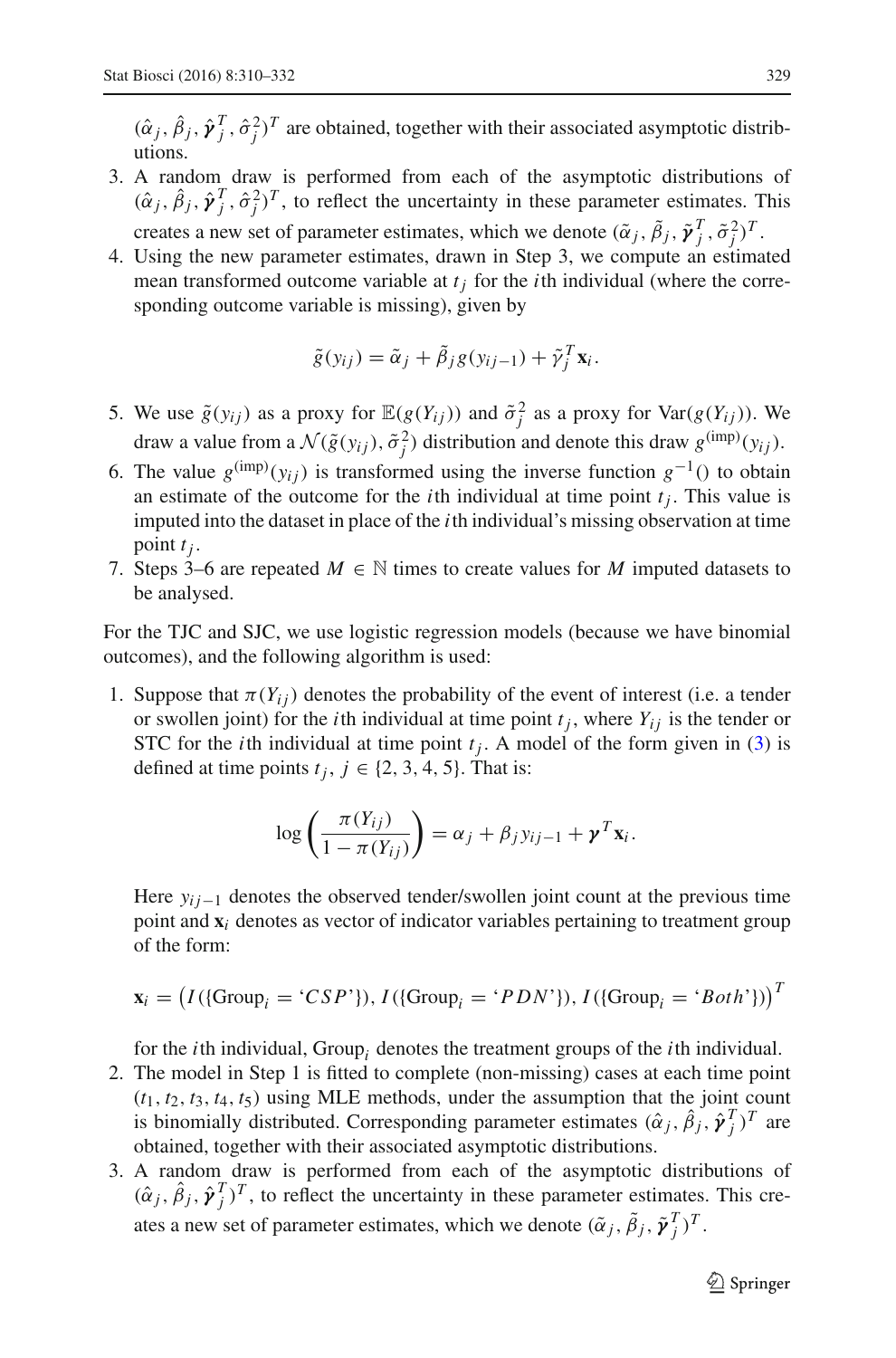$(\hat{\alpha}_j, \hat{\beta}_j, \hat{\boldsymbol{\gamma}}_j^T, \hat{\sigma}_j^2)^T$ are obtained, together with their associated asymptotic distributions.

3. A random draw is performed from each of the asymptotic distributions of $(\hat{\alpha}_j, \hat{\beta}_j, \hat{\boldsymbol{\gamma}}_j^T, \hat{\sigma}_j^2)^T$, to reflect the uncertainty in these parameter estimates. This creates a new set of parameter estimates, which we denote $(\tilde{\alpha}_j, \tilde{\beta}_j, \tilde{\boldsymbol{\gamma}}_j^T, \tilde{\sigma}_j^2)^T$.
4. Using the new parameter estimates, drawn in Step 3, we compute an estimated mean transformed outcome variable at $t_j$ for the $i$th individual (where the corresponding outcome variable is missing), given by

$$\tilde{g}(y_{ij}) = \tilde{\alpha}_j + \tilde{\beta}_j g(y_{ij-1}) + \tilde{\gamma}_j^T \mathbf{x}_i.$$

5. We use $\tilde{g}(y_{ij})$ as a proxy for $\mathbb{E}(g(Y_{ij}))$ and $\tilde{\sigma}_j^2$ as a proxy for $\mathrm{Var}(g(Y_{ij}))$. We draw a value from a $\mathcal{N}(\tilde{g}(y_{ij}), \tilde{\sigma}_j^2)$ distribution and denote this draw $g^{(\mathrm{imp})}(y_{ij})$.
6. The value $g^{(\mathrm{imp})}(y_{ij})$ is transformed using the inverse function $g^{-1}()$ to obtain an estimate of the outcome for the $i$th individual at time point $t_j$. This value is imputed into the dataset in place of the $i$th individual's missing observation at time point $t_j$.
7. Steps 3–6 are repeated $M \in \mathbb{N}$ times to create values for $M$ imputed datasets to be analysed.

For the TJC and SJC, we use logistic regression models (because we have binomial outcomes), and the following algorithm is used:

1. Suppose that $\pi(Y_{ij})$ denotes the probability of the event of interest (i.e. a tender or swollen joint) for the $i$th individual at time point $t_j$, where $Y_{ij}$ is the tender or STC for the $i$th individual at time point $t_j$. A model of the form given in (3) is defined at time points $t_j$, $j \in \{2, 3, 4, 5\}$. That is:

$$\log\left(\frac{\pi(Y_{ij})}{1 - \pi(Y_{ij})}\right) = \alpha_j + \beta_j y_{ij-1} + \boldsymbol{\gamma}^T \mathbf{x}_i.$$

Here $y_{ij-1}$ denotes the observed tender/swollen joint count at the previous time point and $\mathbf{x}_i$ denotes as vector of indicator variables pertaining to treatment group of the form:

$$\mathbf{x}_i = \left(I(\{\mathrm{Group}_i = \text{`}CSP\text{'}\}), I(\{\mathrm{Group}_i = \text{`}PDN\text{'}\}), I(\{\mathrm{Group}_i = \text{`}Both\text{'}\})\right)^T$$

for the $i$th individual, $\mathrm{Group}_i$ denotes the treatment groups of the $i$th individual.

2. The model in Step 1 is fitted to complete (non-missing) cases at each time point $(t_1, t_2, t_3, t_4, t_5)$ using MLE methods, under the assumption that the joint count is binomially distributed. Corresponding parameter estimates $(\hat{\alpha}_j, \hat{\beta}_j, \hat{\boldsymbol{\gamma}}_j^T)^T$ are obtained, together with their associated asymptotic distributions.
3. A random draw is performed from each of the asymptotic distributions of $(\hat{\alpha}_j, \hat{\beta}_j, \hat{\boldsymbol{\gamma}}_j^T)^T$, to reflect the uncertainty in these parameter estimates. This creates a new set of parameter estimates, which we denote $(\tilde{\alpha}_j, \tilde{\beta}_j, \tilde{\boldsymbol{\gamma}}_j^T)^T$.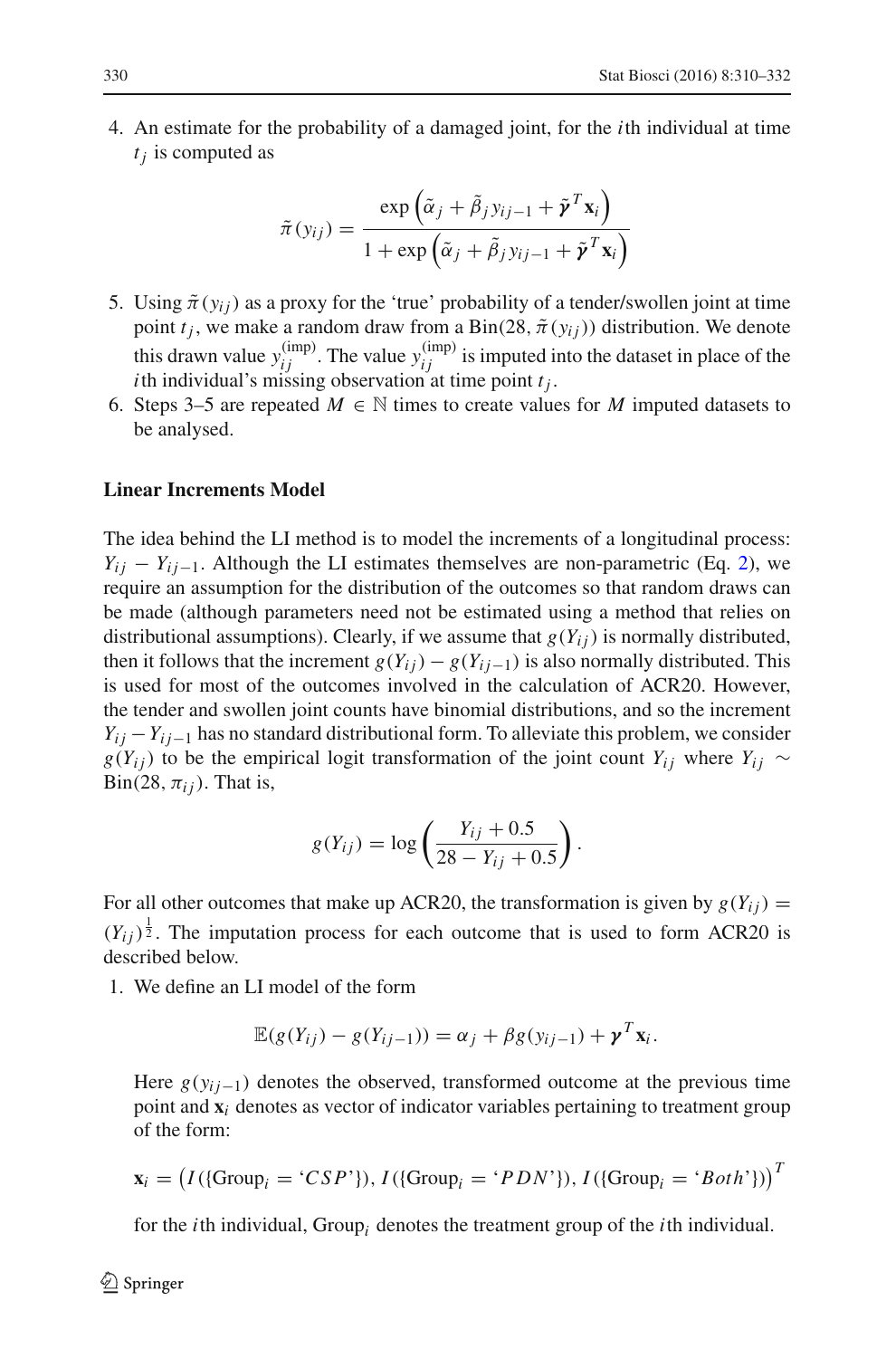4. An estimate for the probability of a damaged joint, for the $i$th individual at time $t_j$ is computed as

$$\tilde{\pi}(y_{ij}) = \frac{\exp\left(\tilde{\alpha}_j + \tilde{\beta}_j y_{ij-1} + \tilde{\boldsymbol{\gamma}}^T \mathbf{x}_i\right)}{1 + \exp\left(\tilde{\alpha}_j + \tilde{\beta}_j y_{ij-1} + \tilde{\boldsymbol{\gamma}}^T \mathbf{x}_i\right)}$$

5. Using $\tilde{\pi}(y_{ij})$ as a proxy for the 'true' probability of a tender/swollen joint at time point $t_j$, we make a random draw from a $\text{Bin}(28, \tilde{\pi}(y_{ij}))$ distribution. We denote this drawn value $y_{ij}^{(\text{imp})}$. The value $y_{ij}^{(\text{imp})}$ is imputed into the dataset in place of the $i$th individual's missing observation at time point $t_j$.
6. Steps 3–5 are repeated $M \in \mathbb{N}$ times to create values for $M$ imputed datasets to be analysed.

**Linear Increments Model**

The idea behind the LI method is to model the increments of a longitudinal process: $Y_{ij} - Y_{ij-1}$. Although the LI estimates themselves are non-parametric (Eq. 2), we require an assumption for the distribution of the outcomes so that random draws can be made (although parameters need not be estimated using a method that relies on distributional assumptions). Clearly, if we assume that $g(Y_{ij})$ is normally distributed, then it follows that the increment $g(Y_{ij}) - g(Y_{ij-1})$ is also normally distributed. This is used for most of the outcomes involved in the calculation of ACR20. However, the tender and swollen joint counts have binomial distributions, and so the increment $Y_{ij} - Y_{ij-1}$ has no standard distributional form. To alleviate this problem, we consider $g(Y_{ij})$ to be the empirical logit transformation of the joint count $Y_{ij}$ where $Y_{ij} \sim \text{Bin}(28, \pi_{ij})$. That is,

$$g(Y_{ij}) = \log\left(\frac{Y_{ij} + 0.5}{28 - Y_{ij} + 0.5}\right).$$

For all other outcomes that make up ACR20, the transformation is given by $g(Y_{ij}) = (Y_{ij})^{\frac{1}{2}}$. The imputation process for each outcome that is used to form ACR20 is described below.

1. We define an LI model of the form

$$\mathbb{E}(g(Y_{ij}) - g(Y_{ij-1})) = \alpha_j + \beta g(y_{ij-1}) + \boldsymbol{\gamma}^T \mathbf{x}_i.$$

Here $g(y_{ij-1})$ denotes the observed, transformed outcome at the previous time point and $\mathbf{x}_i$ denotes as vector of indicator variables pertaining to treatment group of the form:

$$\mathbf{x}_i = \left(I(\{\text{Group}_i = \text{'}CSP\text{'}\}), I(\{\text{Group}_i = \text{'}PDN\text{'}\}), I(\{\text{Group}_i = \text{'}Both\text{'}\})\right)^T$$

for the $i$th individual, $\text{Group}_i$ denotes the treatment group of the $i$th individual.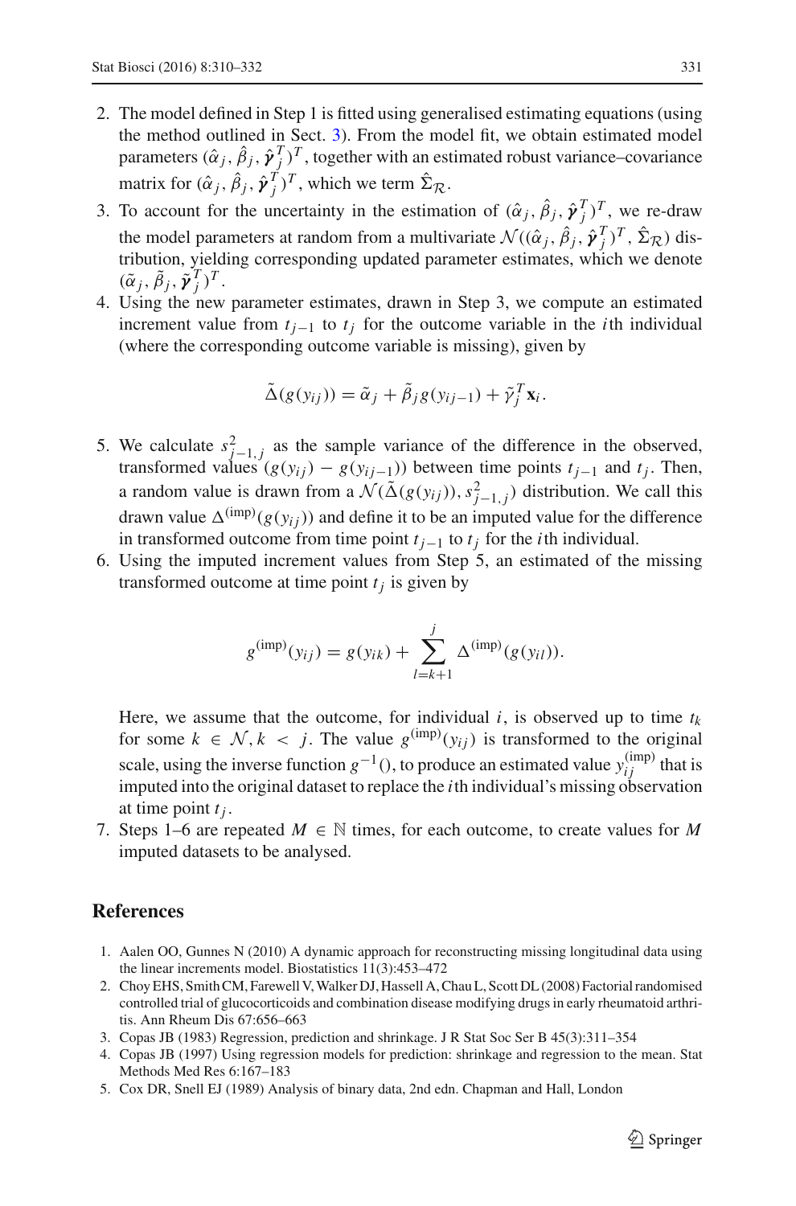2. The model defined in Step 1 is fitted using generalised estimating equations (using the method outlined in Sect. 3). From the model fit, we obtain estimated model parameters $(\hat{\alpha}_j, \hat{\beta}_j, \hat{\boldsymbol{\gamma}}_j^T)^T$, together with an estimated robust variance–covariance matrix for $(\hat{\alpha}_j, \hat{\beta}_j, \hat{\boldsymbol{\gamma}}_j^T)^T$, which we term $\hat{\Sigma}_{\mathcal{R}}$.
3. To account for the uncertainty in the estimation of $(\hat{\alpha}_j, \hat{\beta}_j, \hat{\boldsymbol{\gamma}}_j^T)^T$, we re-draw the model parameters at random from a multivariate $\mathcal{N}((\hat{\alpha}_j, \hat{\beta}_j, \hat{\boldsymbol{\gamma}}_j^T)^T, \hat{\Sigma}_{\mathcal{R}})$ distribution, yielding corresponding updated parameter estimates, which we denote $(\tilde{\alpha}_j, \tilde{\beta}_j, \tilde{\boldsymbol{\gamma}}_j^T)^T$.
4. Using the new parameter estimates, drawn in Step 3, we compute an estimated increment value from $t_{j-1}$ to $t_j$ for the outcome variable in the $i$th individual (where the corresponding outcome variable is missing), given by

$$\tilde{\Delta}(g(y_{ij})) = \tilde{\alpha}_j + \tilde{\beta}_j g(y_{ij-1}) + \tilde{\gamma}_j^T \mathbf{x}_i.$$

5. We calculate $s_{j-1,j}^2$ as the sample variance of the difference in the observed, transformed values $(g(y_{ij}) - g(y_{ij-1}))$ between time points $t_{j-1}$ and $t_j$. Then, a random value is drawn from a $\mathcal{N}(\tilde{\Delta}(g(y_{ij})), s_{j-1,j}^2)$ distribution. We call this drawn value $\Delta^{(\text{imp})}(g(y_{ij}))$ and define it to be an imputed value for the difference in transformed outcome from time point $t_{j-1}$ to $t_j$ for the $i$th individual.
6. Using the imputed increment values from Step 5, an estimated of the missing transformed outcome at time point $t_j$ is given by

$$g^{(\text{imp})}(y_{ij}) = g(y_{ik}) + \sum_{l=k+1}^{j} \Delta^{(\text{imp})}(g(y_{il})).$$

   Here, we assume that the outcome, for individual $i$, is observed up to time $t_k$ for some $k \in \mathcal{N}, k < j$. The value $g^{(\text{imp})}(y_{ij})$ is transformed to the original scale, using the inverse function $g^{-1}()$, to produce an estimated value $y_{ij}^{(\text{imp})}$ that is imputed into the original dataset to replace the $i$th individual's missing observation at time point $t_j$.
7. Steps 1–6 are repeated $M \in \mathbb{N}$ times, for each outcome, to create values for $M$ imputed datasets to be analysed.

## References

1. Aalen OO, Gunnes N (2010) A dynamic approach for reconstructing missing longitudinal data using the linear increments model. Biostatistics 11(3):453–472
2. Choy EHS, Smith CM, Farewell V, Walker DJ, Hassell A, Chau L, Scott DL (2008) Factorial randomised controlled trial of glucocorticoids and combination disease modifying drugs in early rheumatoid arthritis. Ann Rheum Dis 67:656–663
3. Copas JB (1983) Regression, prediction and shrinkage. J R Stat Soc Ser B 45(3):311–354
4. Copas JB (1997) Using regression models for prediction: shrinkage and regression to the mean. Stat Methods Med Res 6:167–183
5. Cox DR, Snell EJ (1989) Analysis of binary data, 2nd edn. Chapman and Hall, London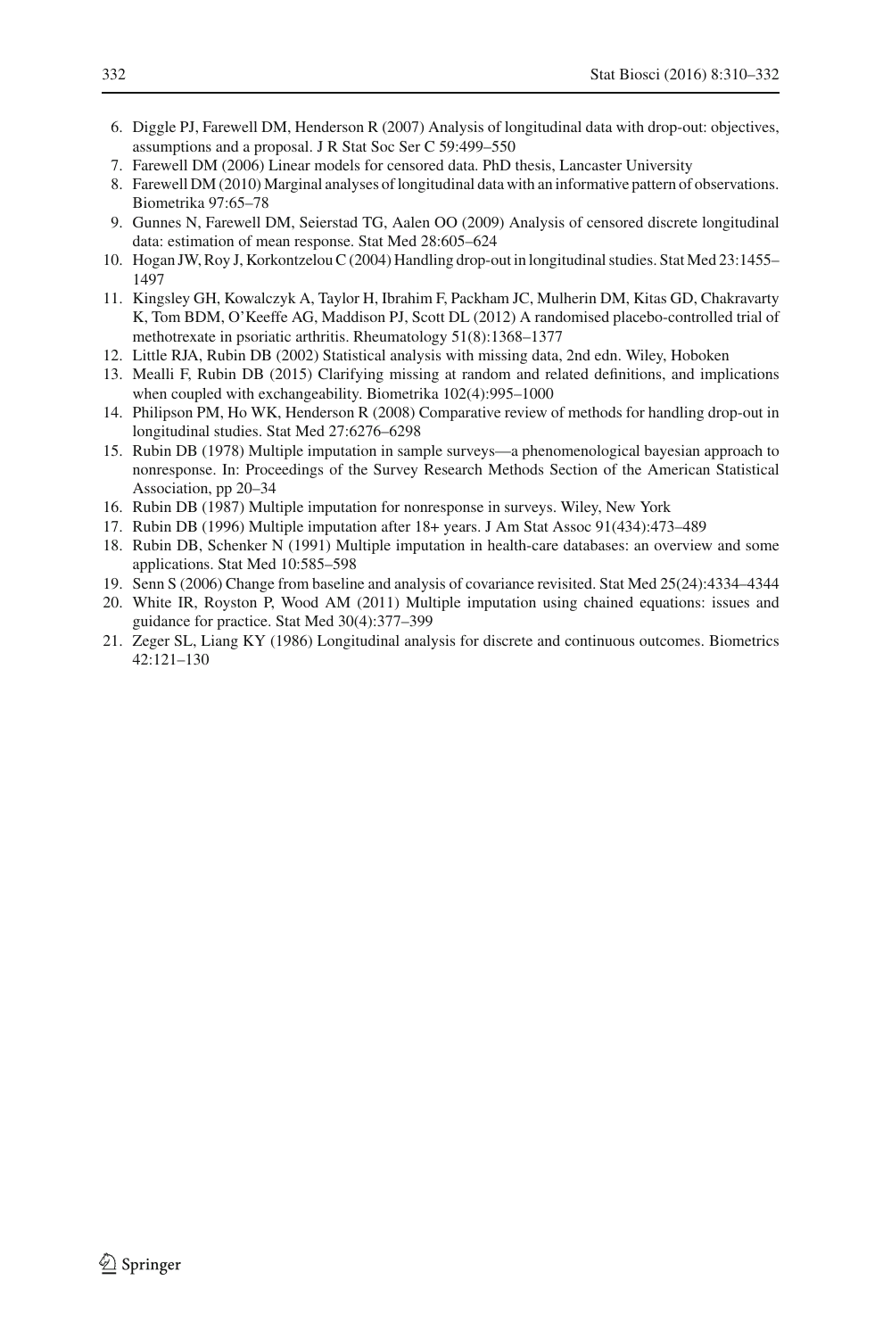6. Diggle PJ, Farewell DM, Henderson R (2007) Analysis of longitudinal data with drop-out: objectives, assumptions and a proposal. J R Stat Soc Ser C 59:499–550
7. Farewell DM (2006) Linear models for censored data. PhD thesis, Lancaster University
8. Farewell DM (2010) Marginal analyses of longitudinal data with an informative pattern of observations. Biometrika 97:65–78
9. Gunnes N, Farewell DM, Seierstad TG, Aalen OO (2009) Analysis of censored discrete longitudinal data: estimation of mean response. Stat Med 28:605–624
10. Hogan JW, Roy J, Korkontzelou C (2004) Handling drop-out in longitudinal studies. Stat Med 23:1455–1497
11. Kingsley GH, Kowalczyk A, Taylor H, Ibrahim F, Packham JC, Mulherin DM, Kitas GD, Chakravarty K, Tom BDM, O'Keeffe AG, Maddison PJ, Scott DL (2012) A randomised placebo-controlled trial of methotrexate in psoriatic arthritis. Rheumatology 51(8):1368–1377
12. Little RJA, Rubin DB (2002) Statistical analysis with missing data, 2nd edn. Wiley, Hoboken
13. Mealli F, Rubin DB (2015) Clarifying missing at random and related definitions, and implications when coupled with exchangeability. Biometrika 102(4):995–1000
14. Philipson PM, Ho WK, Henderson R (2008) Comparative review of methods for handling drop-out in longitudinal studies. Stat Med 27:6276–6298
15. Rubin DB (1978) Multiple imputation in sample surveys—a phenomenological bayesian approach to nonresponse. In: Proceedings of the Survey Research Methods Section of the American Statistical Association, pp 20–34
16. Rubin DB (1987) Multiple imputation for nonresponse in surveys. Wiley, New York
17. Rubin DB (1996) Multiple imputation after 18+ years. J Am Stat Assoc 91(434):473–489
18. Rubin DB, Schenker N (1991) Multiple imputation in health-care databases: an overview and some applications. Stat Med 10:585–598
19. Senn S (2006) Change from baseline and analysis of covariance revisited. Stat Med 25(24):4334–4344
20. White IR, Royston P, Wood AM (2011) Multiple imputation using chained equations: issues and guidance for practice. Stat Med 30(4):377–399
21. Zeger SL, Liang KY (1986) Longitudinal analysis for discrete and continuous outcomes. Biometrics 42:121–130